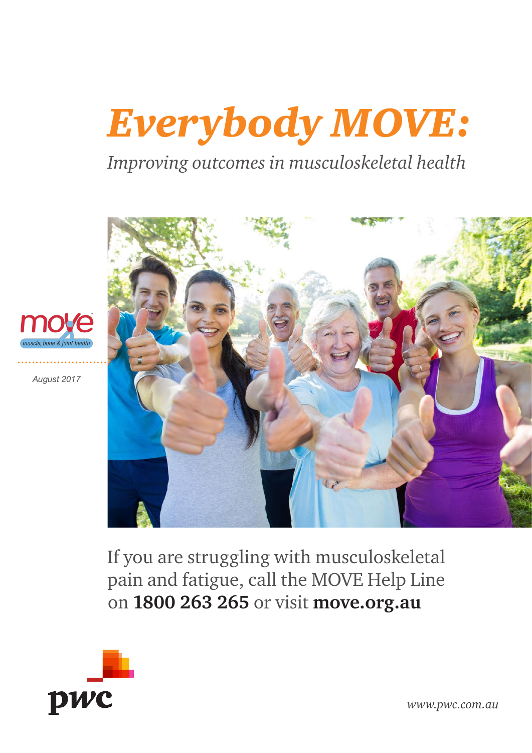# *Everybody MOVE:*

*Improving outcomes in musculoskeletal health*

move
*muscle, bone & joint health*

*August 2017*

If you are struggling with musculoskeletal pain and fatigue, call the MOVE Help Line on **1800 263 265** or visit **move.org.au**

pwc

*www.pwc.com.au*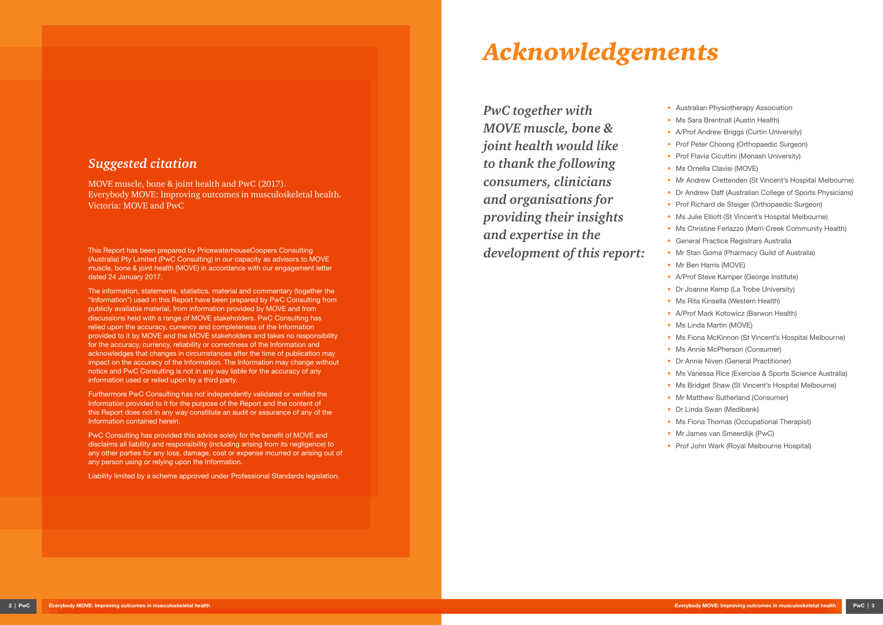## *Suggested citation*

MOVE muscle, bone & joint health and PwC (2017). Everybody MOVE: Improving outcomes in musculoskeletal health. Victoria: MOVE and PwC

This Report has been prepared by PricewaterhouseCoopers Consulting (Australia) Pty Limited (PwC Consulting) in our capacity as advisors to MOVE muscle, bone & joint health (MOVE) in accordance with our engagement letter dated 24 January 2017.

The information, statements, statistics, material and commentary (together the "Information") used in this Report have been prepared by PwC Consulting from publicly available material, from information provided by MOVE and from discussions held with a range of MOVE stakeholders. PwC Consulting has relied upon the accuracy, currency and completeness of the Information provided to it by MOVE and the MOVE stakeholders and takes no responsibility for the accuracy, currency, reliability or correctness of the Information and acknowledges that changes in circumstances after the time of publication may impact on the accuracy of the Information. The Information may change without notice and PwC Consulting is not in any way liable for the accuracy of any information used or relied upon by a third party.

Furthermore PwC Consulting has not independently validated or verified the Information provided to it for the purpose of the Report and the content of this Report does not in any way constitute an audit or assurance of any of the Information contained herein.

PwC Consulting has provided this advice solely for the benefit of MOVE and disclaims all liability and responsibility (including arising from its negligence) to any other parties for any loss, damage, cost or expense incurred or arising out of any person using or relying upon the Information.

Liability limited by a scheme approved under Professional Standards legislation.

# *Acknowledgements*

*PwC together with MOVE muscle, bone & joint health would like to thank the following consumers, clinicians and organisations for providing their insights and expertise in the development of this report:*

- Australian Physiotherapy Association
- Ms Sara Brentnall (Austin Health)
- A/Prof Andrew Briggs (Curtin University)
- Prof Peter Choong (Orthopaedic Surgeon)
- Prof Flavia Cicuttini (Monash University)
- Ms Ornella Clavisi (MOVE)
- Mr Andrew Crettenden (St Vincent's Hospital Melbourne)
- Dr Andrew Daff (Australian College of Sports Physicians)
- Prof Richard de Steiger (Orthopaedic Surgeon)
- Ms Julie Elliott (St Vincent's Hospital Melbourne)
- Ms Christine Ferlazzo (Merri Creek Community Health)
- General Practice Registrars Australia
- Mr Stan Goma (Pharmacy Guild of Australia)
- Mr Ben Harris (MOVE)
- A/Prof Steve Kamper (George Institute)
- Dr Joanne Kemp (La Trobe University)
- Ms Rita Kinsella (Western Health)
- A/Prof Mark Kotowicz (Barwon Health)
- Ms Linda Martin (MOVE)
- Ms Fiona McKinnon (St Vincent's Hospital Melbourne)
- Ms Annie McPherson (Consumer)
- Dr Annie Niven (General Practitioner)
- Ms Vanessa Rice (Exercise & Sports Science Australia)
- Ms Bridget Shaw (St Vincent's Hospital Melbourne)
- Mr Matthew Sutherland (Consumer)
- Dr Linda Swan (Medibank)
- Ms Fiona Thomas (Occupational Therapist)
- Mr James van Smeerdijk (PwC)
- Prof John Wark (Royal Melbourne Hospital)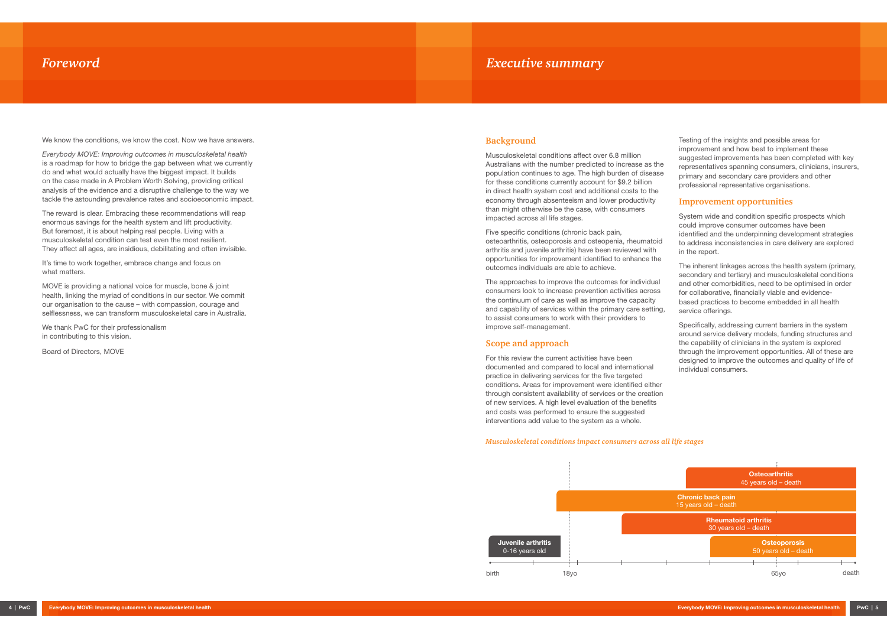# Foreword

We know the conditions, we know the cost. Now we have answers.

*Everybody MOVE: Improving outcomes in musculoskeletal health* is a roadmap for how to bridge the gap between what we currently do and what would actually have the biggest impact. It builds on the case made in A Problem Worth Solving, providing critical analysis of the evidence and a disruptive challenge to the way we tackle the astounding prevalence rates and socioeconomic impact.

The reward is clear. Embracing these recommendations will reap enormous savings for the health system and lift productivity. But foremost, it is about helping real people. Living with a musculoskeletal condition can test even the most resilient. They affect all ages, are insidious, debilitating and often invisible.

It's time to work together, embrace change and focus on what matters.

MOVE is providing a national voice for muscle, bone & joint health, linking the myriad of conditions in our sector. We commit our organisation to the cause – with compassion, courage and selflessness, we can transform musculoskeletal care in Australia.

We thank PwC for their professionalism in contributing to this vision.

Board of Directors, MOVE

# Executive summary

## Background

Musculoskeletal conditions affect over 6.8 million Australians with the number predicted to increase as the population continues to age. The high burden of disease for these conditions currently account for $9.2 billion in direct health system cost and additional costs to the economy through absenteeism and lower productivity than might otherwise be the case, with consumers impacted across all life stages.

Five specific conditions (chronic back pain, osteoarthritis, osteoporosis and osteopenia, rheumatoid arthritis and juvenile arthritis) have been reviewed with opportunities for improvement identified to enhance the outcomes individuals are able to achieve.

The approaches to improve the outcomes for individual consumers look to increase prevention activities across the continuum of care as well as improve the capacity and capability of services within the primary care setting, to assist consumers to work with their providers to improve self-management.

## Scope and approach

For this review the current activities have been documented and compared to local and international practice in delivering services for the five targeted conditions. Areas for improvement were identified either through consistent availability of services or the creation of new services. A high level evaluation of the benefits and costs was performed to ensure the suggested interventions add value to the system as a whole.

Testing of the insights and possible areas for improvement and how best to implement these suggested improvements has been completed with key representatives spanning consumers, clinicians, insurers, primary and secondary care providers and other professional representative organisations.

## Improvement opportunities

System wide and condition specific prospects which could improve consumer outcomes have been identified and the underpinning development strategies to address inconsistencies in care delivery are explored in the report.

The inherent linkages across the health system (primary, secondary and tertiary) and musculoskeletal conditions and other comorbidities, need to be optimised in order for collaborative, financially viable and evidence-based practices to become embedded in all health service offerings.

Specifically, addressing current barriers in the system around service delivery models, funding structures and the capability of clinicians in the system is explored through the improvement opportunities. All of these are designed to improve the outcomes and quality of life of individual consumers.

*Musculoskeletal conditions impact consumers across all life stages*

| Condition | Age range |
|---|---|
| Osteoarthritis | 45 years old – death |
| Chronic back pain | 15 years old – death |
| Rheumatoid arthritis | 30 years old – death |
| Osteoporosis | 50 years old – death |
| Juvenile arthritis | 0-16 years old |

birth — 18yo — 65yo — death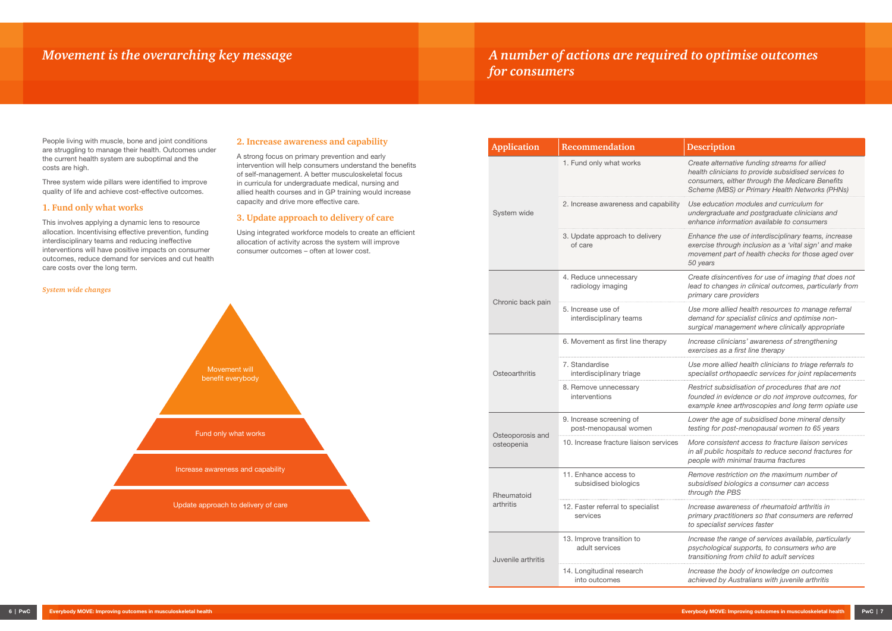# Movement is the overarching key message

People living with muscle, bone and joint conditions are struggling to manage their health. Outcomes under the current health system are suboptimal and the costs are high.

Three system wide pillars were identified to improve quality of life and achieve cost-effective outcomes.

## 1. Fund only what works

This involves applying a dynamic lens to resource allocation. Incentivising effective prevention, funding interdisciplinary teams and reducing ineffective interventions will have positive impacts on consumer outcomes, reduce demand for services and cut health care costs over the long term.

## 2. Increase awareness and capability

A strong focus on primary prevention and early intervention will help consumers understand the benefits of self-management. A better musculoskeletal focus in curricula for undergraduate medical, nursing and allied health courses and in GP training would increase capacity and drive more effective care.

## 3. Update approach to delivery of care

Using integrated workforce models to create an efficient allocation of activity across the system will improve consumer outcomes – often at lower cost.

*System wide changes*

- Movement will benefit everybody
- Fund only what works
- Increase awareness and capability
- Update approach to delivery of care

# A number of actions are required to optimise outcomes for consumers

| Application | Recommendation | Description |
|---|---|---|
| System wide | 1. Fund only what works | *Create alternative funding streams for allied health clinicians to provide subsidised services to consumers, either through the Medicare Benefits Scheme (MBS) or Primary Health Networks (PHNs)* |
| | 2. Increase awareness and capability | *Use education modules and curriculum for undergraduate and postgraduate clinicians and enhance information available to consumers* |
| | 3. Update approach to delivery of care | *Enhance the use of interdisciplinary teams, increase exercise through inclusion as a 'vital sign' and make movement part of health checks for those aged over 50 years* |
| Chronic back pain | 4. Reduce unnecessary radiology imaging | *Create disincentives for use of imaging that does not lead to changes in clinical outcomes, particularly from primary care providers* |
| | 5. Increase use of interdisciplinary teams | *Use more allied health resources to manage referral demand for specialist clinics and optimise non-surgical management where clinically appropriate* |
| Osteoarthritis | 6. Movement as first line therapy | *Increase clinicians' awareness of strengthening exercises as a first line therapy* |
| | 7. Standardise interdisciplinary triage | *Use more allied health clinicians to triage referrals to specialist orthopaedic services for joint replacements* |
| | 8. Remove unnecessary interventions | *Restrict subsidisation of procedures that are not founded in evidence or do not improve outcomes, for example knee arthroscopies and long term opiate use* |
| Osteoporosis and osteopenia | 9. Increase screening of post-menopausal women | *Lower the age of subsidised bone mineral density testing for post-menopausal women to 65 years* |
| | 10. Increase fracture liaison services | *More consistent access to fracture liaison services in all public hospitals to reduce second fractures for people with minimal trauma fractures* |
| Rheumatoid arthritis | 11. Enhance access to subsidised biologics | *Remove restriction on the maximum number of subsidised biologics a consumer can access through the PBS* |
| | 12. Faster referral to specialist services | *Increase awareness of rheumatoid arthritis in primary practitioners so that consumers are referred to specialist services faster* |
| Juvenile arthritis | 13. Improve transition to adult services | *Increase the range of services available, particularly psychological supports, to consumers who are transitioning from child to adult services* |
| | 14. Longitudinal research into outcomes | *Increase the body of knowledge on outcomes achieved by Australians with juvenile arthritis* |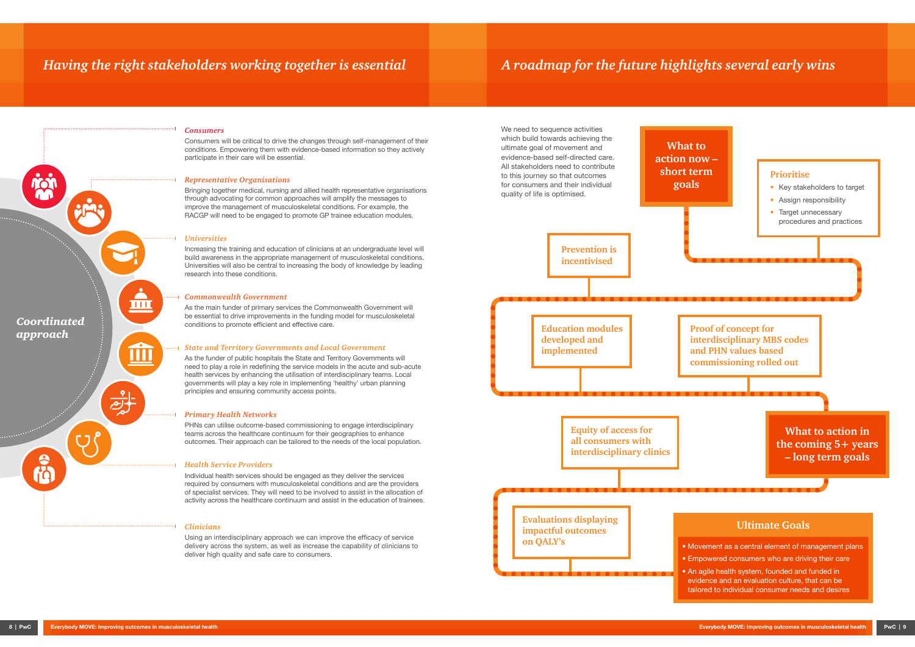## Having the right stakeholders working together is essential

Coordinated approach

*Consumers*

Consumers will be critical to drive the changes through self-management of their conditions. Empowering them with evidence-based information so they actively participate in their care will be essential.

*Representative Organisations*

Bringing together medical, nursing and allied health representative organisations through advocating for common approaches will amplify the messages to improve the management of musculoskeletal conditions. For example, the RACGP will need to be engaged to promote GP trainee education modules.

*Universities*

Increasing the training and education of clinicians at an undergraduate level will build awareness in the appropriate management of musculoskeletal conditions. Universities will also be central to increasing the body of knowledge by leading research into these conditions.

*Commonwealth Government*

As the main funder of primary services the Commonwealth Government will be essential to drive improvements in the funding model for musculoskeletal conditions to promote efficient and effective care.

*State and Territory Governments and Local Government*

As the funder of public hospitals the State and Territory Governments will need to play a role in redefining the service models in the acute and sub-acute health services by enhancing the utilisation of interdisciplinary teams. Local governments will play a key role in implementing 'healthy' urban planning principles and ensuring community access points.

*Primary Health Networks*

PHNs can utilise outcome-based commissioning to engage interdisciplinary teams across the healthcare continuum for their geographies to enhance outcomes. Their approach can be tailored to the needs of the local population.

*Health Service Providers*

Individual health services should be engaged as they deliver the services required by consumers with musculoskeletal conditions and are the providers of specialist services. They will need to be involved to assist in the allocation of activity across the healthcare continuum and assist in the education of trainees.

*Clinicians*

Using an interdisciplinary approach we can improve the efficacy of service delivery across the system, as well as increase the capability of clinicians to deliver high quality and safe care to consumers.

## A roadmap for the future highlights several early wins

We need to sequence activities which build towards achieving the ultimate goal of movement and evidence-based self-directed care. All stakeholders need to contribute to this journey so that outcomes for consumers and their individual quality of life is optimised.

**What to action now – short term goals**

**Prioritise**

- Key stakeholders to target
- Assign responsibility
- Target unnecessary procedures and practices

**Prevention is incentivised**

**Education modules developed and implemented**

**Proof of concept for interdisciplinary MBS codes and PHN values based commissioning rolled out**

**Equity of access for all consumers with interdisciplinary clinics**

**What to action in the coming 5+ years – long term goals**

**Evaluations displaying impactful outcomes on QALY's**

**Ultimate Goals**

- Movement as a central element of management plans
- Empowered consumers who are driving their care
- An agile health system, founded and funded in evidence and an evaluation culture, that can be tailored to individual consumer needs and desires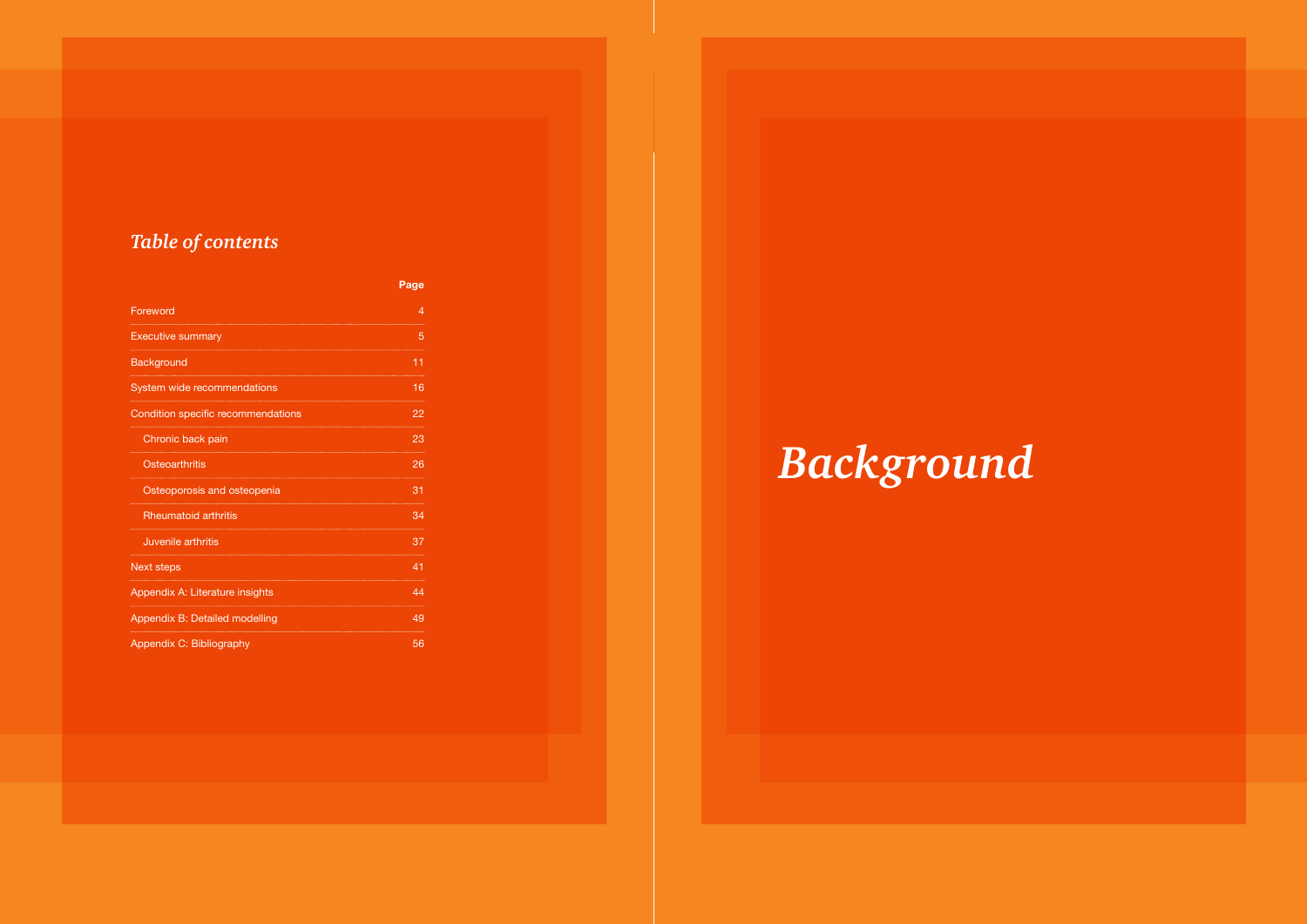## *Table of contents*

| | Page |
|---|---|
| Foreword | 4 |
| Executive summary | 5 |
| Background | 11 |
| System wide recommendations | 16 |
| Condition specific recommendations | 22 |
| Chronic back pain | 23 |
| Osteoarthritis | 26 |
| Osteoporosis and osteopenia | 31 |
| Rheumatoid arthritis | 34 |
| Juvenile arthritis | 37 |
| Next steps | 41 |
| Appendix A: Literature insights | 44 |
| Appendix B: Detailed modelling | 49 |
| Appendix C: Bibliography | 56 |

# *Background*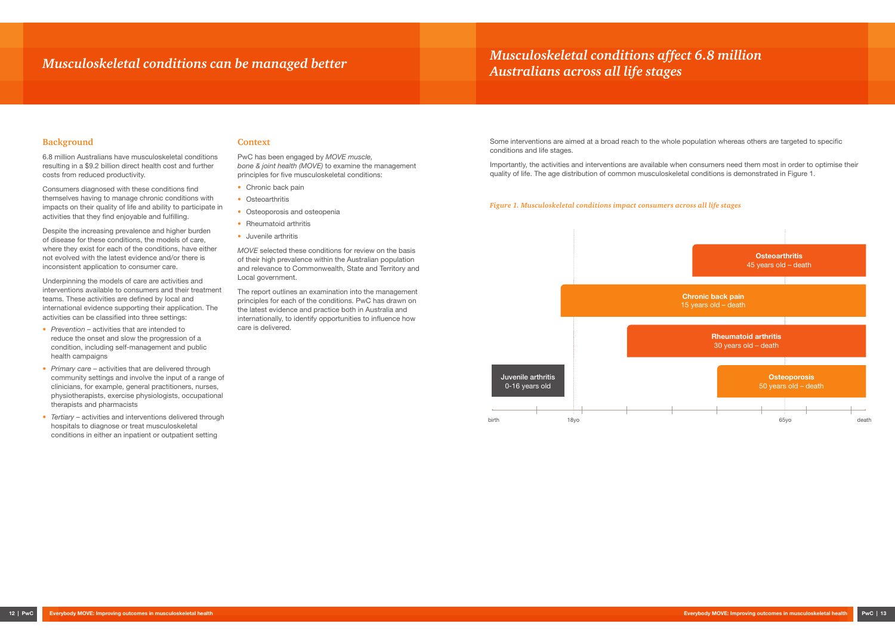# Musculoskeletal conditions can be managed better

## Background

6.8 million Australians have musculoskeletal conditions resulting in a $9.2 billion direct health cost and further costs from reduced productivity.

Consumers diagnosed with these conditions find themselves having to manage chronic conditions with impacts on their quality of life and ability to participate in activities that they find enjoyable and fulfilling.

Despite the increasing prevalence and higher burden of disease for these conditions, the models of care, where they exist for each of the conditions, have either not evolved with the latest evidence and/or there is inconsistent application to consumer care.

Underpinning the models of care are activities and interventions available to consumers and their treatment teams. These activities are defined by local and international evidence supporting their application. The activities can be classified into three settings:

- *Prevention* – activities that are intended to reduce the onset and slow the progression of a condition, including self-management and public health campaigns
- *Primary care* – activities that are delivered through community settings and involve the input of a range of clinicians, for example, general practitioners, nurses, physiotherapists, exercise physiologists, occupational therapists and pharmacists
- *Tertiary* – activities and interventions delivered through hospitals to diagnose or treat musculoskeletal conditions in either an inpatient or outpatient setting

## Context

PwC has been engaged by *MOVE muscle, bone & joint health (MOVE)* to examine the management principles for five musculoskeletal conditions:

- Chronic back pain
- Osteoarthritis
- Osteoporosis and osteopenia
- Rheumatoid arthritis
- Juvenile arthritis

*MOVE* selected these conditions for review on the basis of their high prevalence within the Australian population and relevance to Commonwealth, State and Territory and Local government.

The report outlines an examination into the management principles for each of the conditions. PwC has drawn on the latest evidence and practice both in Australia and internationally, to identify opportunities to influence how care is delivered.

# Musculoskeletal conditions affect 6.8 million Australians across all life stages

Some interventions are aimed at a broad reach to the whole population whereas others are targeted to specific conditions and life stages.

Importantly, the activities and interventions are available when consumers need them most in order to optimise their quality of life. The age distribution of common musculoskeletal conditions is demonstrated in Figure 1.

*Figure 1. Musculoskeletal conditions impact consumers across all life stages*

| Condition | Age range |
|---|---|
| Osteoarthritis | 45 years old – death |
| Chronic back pain | 15 years old – death |
| Rheumatoid arthritis | 30 years old – death |
| Juvenile arthritis | 0-16 years old |
| Osteoporosis | 50 years old – death |

(Timeline axis: birth, 18yo, 65yo, death)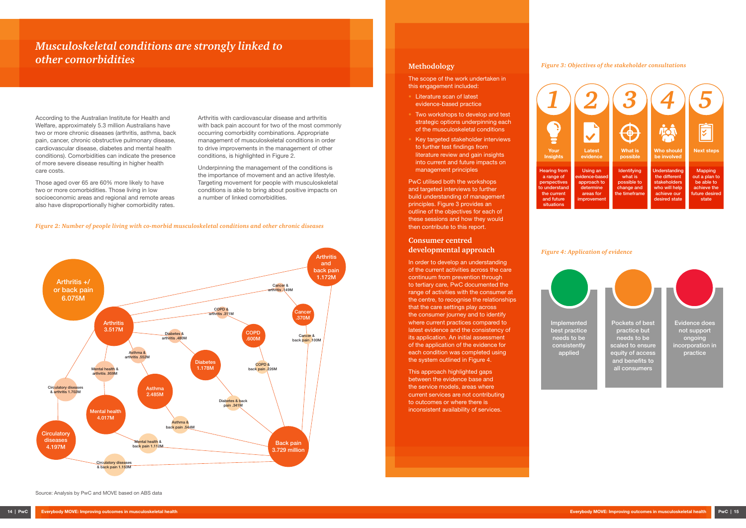# *Musculoskeletal conditions are strongly linked to other comorbidities*

According to the Australian Institute for Health and Welfare, approximately 5.3 million Australians have two or more chronic diseases (arthritis, asthma, back pain, cancer, chronic obstructive pulmonary disease, cardiovascular disease, diabetes and mental health conditions). Comorbidities can indicate the presence of more severe disease resulting in higher health care costs.

Those aged over 65 are 60% more likely to have two or more comorbidities. Those living in low socioeconomic areas and regional and remote areas also have disproportionally higher comorbidity rates.

Arthritis with cardiovascular disease and arthritis with back pain account for two of the most commonly occurring comorbidity combinations. Appropriate management of musculoskeletal conditions in order to drive improvements in the management of other conditions, is highlighted in Figure 2.

Underpinning the management of the conditions is the importance of movement and an active lifestyle. Targeting movement for people with musculoskeletal conditions is able to bring about positive impacts on a number of linked comorbidities.

*Figure 2: Number of people living with co-morbid musculoskeletal conditions and other chronic diseases*

Arthritis +/ or back pain 6.075M

Arthritis and back pain 1.172M

Arthritis 3.517M

Cancer .370M

COPD .600M

Diabetes 1.178M

Asthma 2.485M

Mental health 4.017M

Circulatory diseases 4.197M

Back pain 3.729 million

Cancer & arthritis .149M

COPD & arthritis .311M

Diabetes & arthritis .480M

Cancer & back pain .100M

Asthma & arthritis .552M

COPD & back pain .226M

Mental health & arthritis .959M

Circulatory diseases & arthritis 1.702M

Diabetes & back pain .341M

Asthma & back pain .544M

Mental health & back pain 1.112M

Circulatory diseases & back pain 1.153M

Source: Analysis by PwC and MOVE based on ABS data

## Methodology

The scope of the work undertaken in this engagement included:

- Literature scan of latest evidence-based practice
- Two workshops to develop and test strategic options underpinning each of the musculoskeletal conditions
- Key targeted stakeholder interviews to further test findings from literature review and gain insights into current and future impacts on management principles

PwC utilised both the workshops and targeted interviews to further build understanding of management principles. Figure 3 provides an outline of the objectives for each of these sessions and how they would then contribute to this report.

## Consumer centred developmental approach

In order to develop an understanding of the current activities across the care continuum from prevention through to tertiary care, PwC documented the range of activities with the consumer at the centre, to recognise the relationships that the care settings play across the consumer journey and to identify where current practices compared to latest evidence and the consistency of its application. An initial assessment of the application of the evidence for each condition was completed using the system outlined in Figure 4.

This approach highlighted gaps between the evidence base and the service models, areas where current services are not contributing to outcomes or where there is inconsistent availability of services.

*Figure 3: Objectives of the stakeholder consultations*

| 1 | 2 | 3 | 4 | 5 |
|---|---|---|---|---|
| Your Insights | Latest evidence | What is possible | Who should be involved | Next steps |
| Hearing from a range of perspectives to understand the current and future situations | Using an evidence-based approach to determine areas for improvement | Identifying what is possible to change and the timeframe | Understanding the different stakeholders who will help achieve our desired state | Mapping out a plan to be able to achieve the future desired state |

*Figure 4: Application of evidence*

- Implemented best practice needs to be consistently applied
- Pockets of best practice but needs to be scaled to ensure equity of access and benefits to all consumers
- Evidence does not support ongoing incorporation in practice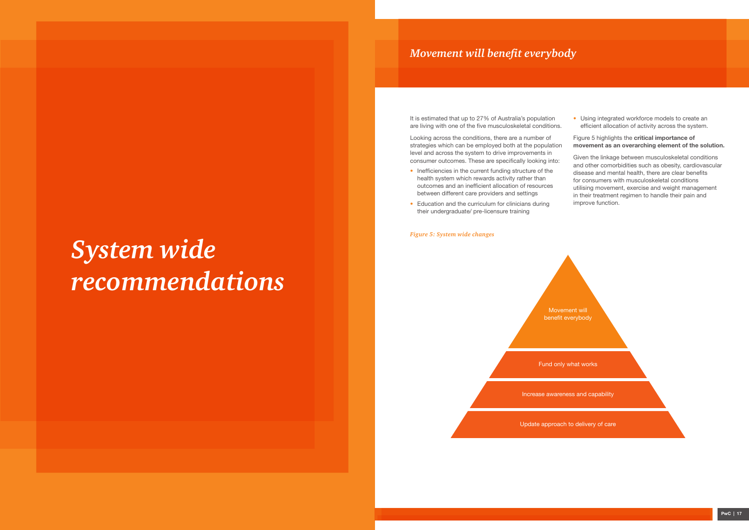# System wide recommendations

## Movement will benefit everybody

It is estimated that up to 27% of Australia's population are living with one of the five musculoskeletal conditions.

Looking across the conditions, there are a number of strategies which can be employed both at the population level and across the system to drive improvements in consumer outcomes. These are specifically looking into:

- Inefficiencies in the current funding structure of the health system which rewards activity rather than outcomes and an inefficient allocation of resources between different care providers and settings
- Education and the curriculum for clinicians during their undergraduate/ pre-licensure training
- Using integrated workforce models to create an efficient allocation of activity across the system.

Figure 5 highlights the **critical importance of movement as an overarching element of the solution.**

Given the linkage between musculoskeletal conditions and other comorbidities such as obesity, cardiovascular disease and mental health, there are clear benefits for consumers with musculoskeletal conditions utilising movement, exercise and weight management in their treatment regimen to handle their pain and improve function.

*Figure 5: System wide changes*

- Movement will benefit everybody
- Fund only what works
- Increase awareness and capability
- Update approach to delivery of care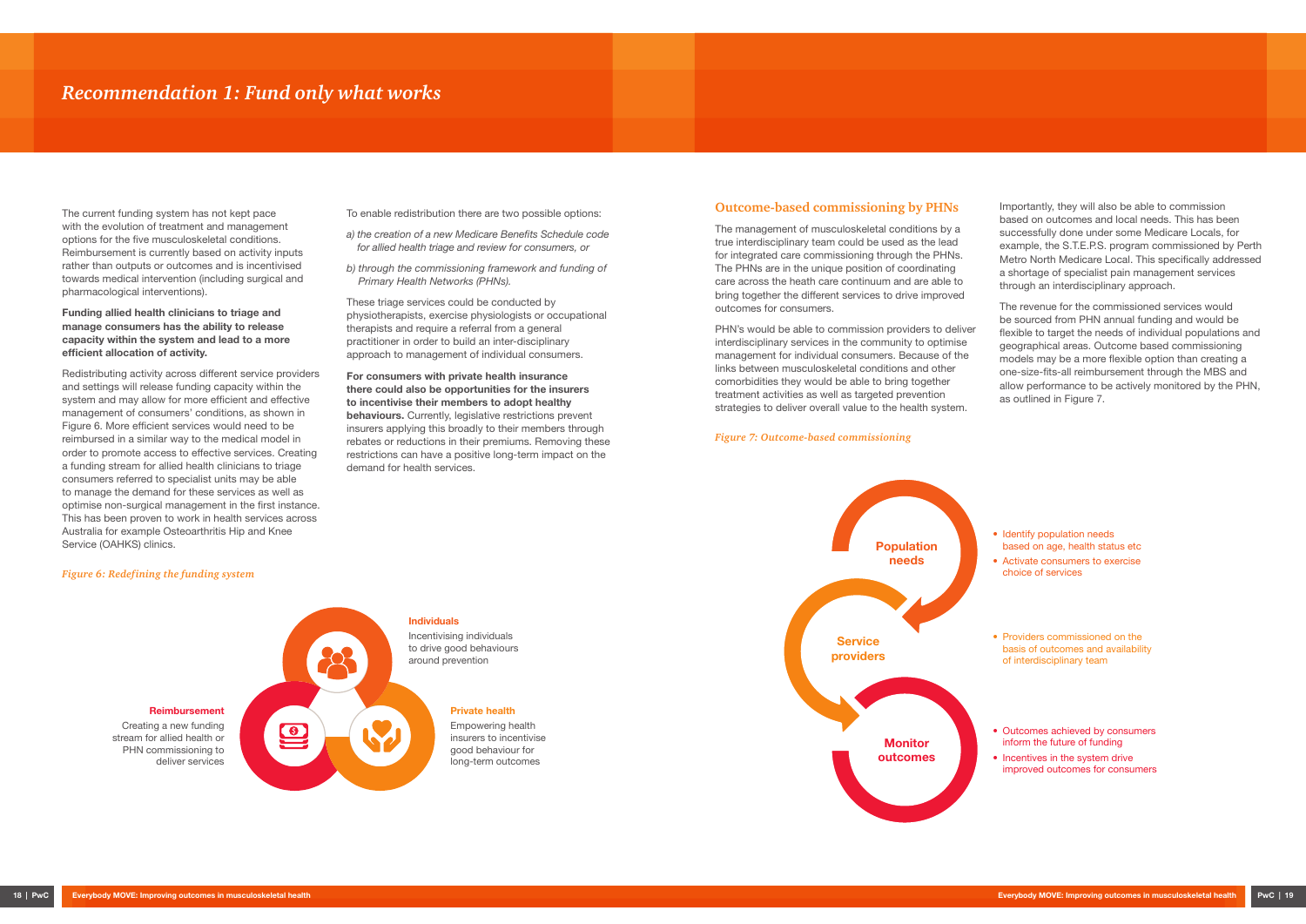# Recommendation 1: Fund only what works

The current funding system has not kept pace with the evolution of treatment and management options for the five musculoskeletal conditions. Reimbursement is currently based on activity inputs rather than outputs or outcomes and is incentivised towards medical intervention (including surgical and pharmacological interventions).

**Funding allied health clinicians to triage and manage consumers has the ability to release capacity within the system and lead to a more efficient allocation of activity.**

Redistributing activity across different service providers and settings will release funding capacity within the system and may allow for more efficient and effective management of consumers' conditions, as shown in Figure 6. More efficient services would need to be reimbursed in a similar way to the medical model in order to promote access to effective services. Creating a funding stream for allied health clinicians to triage consumers referred to specialist units may be able to manage the demand for these services as well as optimise non-surgical management in the first instance. This has been proven to work in health services across Australia for example Osteoarthritis Hip and Knee Service (OAHKS) clinics.

*Figure 6: Redefining the funding system*

**Individuals**
Incentivising individuals to drive good behaviours around prevention

**Reimbursement**
Creating a new funding stream for allied health or PHN commissioning to deliver services

**Private health**
Empowering health insurers to incentivise good behaviour for long-term outcomes

To enable redistribution there are two possible options:

*a) the creation of a new Medicare Benefits Schedule code for allied health triage and review for consumers, or*

*b) through the commissioning framework and funding of Primary Health Networks (PHNs).*

These triage services could be conducted by physiotherapists, exercise physiologists or occupational therapists and require a referral from a general practitioner in order to build an inter-disciplinary approach to management of individual consumers.

**For consumers with private health insurance there could also be opportunities for the insurers to incentivise their members to adopt healthy behaviours.** Currently, legislative restrictions prevent insurers applying this broadly to their members through rebates or reductions in their premiums. Removing these restrictions can have a positive long-term impact on the demand for health services.

## Outcome-based commissioning by PHNs

The management of musculoskeletal conditions by a true interdisciplinary team could be used as the lead for integrated care commissioning through the PHNs. The PHNs are in the unique position of coordinating care across the heath care continuum and are able to bring together the different services to drive improved outcomes for consumers.

PHN's would be able to commission providers to deliver interdisciplinary services in the community to optimise management for individual consumers. Because of the links between musculoskeletal conditions and other comorbidities they would be able to bring together treatment activities as well as targeted prevention strategies to deliver overall value to the health system.

Importantly, they will also be able to commission based on outcomes and local needs. This has been successfully done under some Medicare Locals, for example, the S.T.E.P.S. program commissioned by Perth Metro North Medicare Local. This specifically addressed a shortage of specialist pain management services through an interdisciplinary approach.

The revenue for the commissioned services would be sourced from PHN annual funding and would be flexible to target the needs of individual populations and geographical areas. Outcome based commissioning models may be a more flexible option than creating a one-size-fits-all reimbursement through the MBS and allow performance to be actively monitored by the PHN, as outlined in Figure 7.

*Figure 7: Outcome-based commissioning*

**Population needs**
- Identify population needs based on age, health status etc
- Activate consumers to exercise choice of services

**Service providers**
- Providers commissioned on the basis of outcomes and availability of interdisciplinary team

**Monitor outcomes**
- Outcomes achieved by consumers inform the future of funding
- Incentives in the system drive improved outcomes for consumers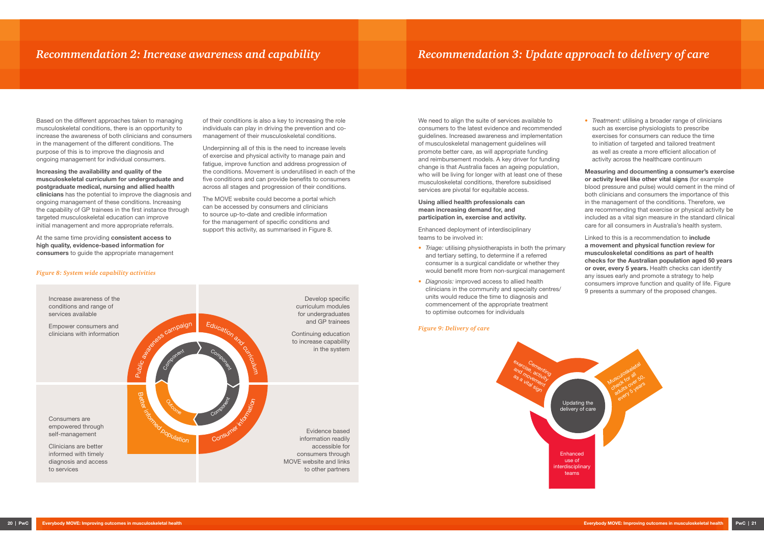## Recommendation 2: Increase awareness and capability

Based on the different approaches taken to managing musculoskeletal conditions, there is an opportunity to increase the awareness of both clinicians and consumers in the management of the different conditions. The purpose of this is to improve the diagnosis and ongoing management for individual consumers.

**Increasing the availability and quality of the musculoskeletal curriculum for undergraduate and postgraduate medical, nursing and allied health clinicians** has the potential to improve the diagnosis and ongoing management of these conditions. Increasing the capability of GP trainees in the first instance through targeted musculoskeletal education can improve initial management and more appropriate referrals.

At the same time providing **consistent access to high quality, evidence-based information for consumers** to guide the appropriate management of their conditions is also a key to increasing the role individuals can play in driving the prevention and co-management of their musculoskeletal conditions.

Underpinning all of this is the need to increase levels of exercise and physical activity to manage pain and fatigue, improve function and address progression of the conditions. Movement is underutilised in each of the five conditions and can provide benefits to consumers across all stages and progression of their conditions.

The MOVE website could become a portal which can be accessed by consumers and clinicians to source up-to-date and credible information for the management of specific conditions and support this activity, as summarised in Figure 8.

*Figure 8: System wide capability activities*

Increase awareness of the conditions and range of services available

Empower consumers and clinicians with information

Public awareness campaign — Component

Education and curriculum — Component

Develop specific curriculum modules for undergraduates and GP trainees

Continuing education to increase capability in the system

Better informed population — Outcome

Consumer information — Component

Consumers are empowered through self-management

Clinicians are better informed with timely diagnosis and access to services

Evidence based information readily accessible for consumers through MOVE website and links to other partners

## Recommendation 3: Update approach to delivery of care

We need to align the suite of services available to consumers to the latest evidence and recommended guidelines. Increased awareness and implementation of musculoskeletal management guidelines will promote better care, as will appropriate funding and reimbursement models. A key driver for funding change is that Australia faces an ageing population, who will be living for longer with at least one of these musculoskeletal conditions, therefore subsidised services are pivotal for equitable access.

**Using allied health professionals can mean increasing demand for, and participation in, exercise and activity.**

Enhanced deployment of interdisciplinary teams to be involved in:

- *Triage:* utilising physiotherapists in both the primary and tertiary setting, to determine if a referred consumer is a surgical candidate or whether they would benefit more from non-surgical management
- *Diagnosis:* improved access to allied health clinicians in the community and specialty centres/units would reduce the time to diagnosis and commencement of the appropriate treatment to optimise outcomes for individuals
- *Treatment:* utilising a broader range of clinicians such as exercise physiologists to prescribe exercises for consumers can reduce the time to initiation of targeted and tailored treatment as well as create a more efficient allocation of activity across the healthcare continuum

**Measuring and documenting a consumer's exercise or activity level like other vital signs** (for example blood pressure and pulse) would cement in the mind of both clinicians and consumers the importance of this in the management of the conditions. Therefore, we are recommending that exercise or physical activity be included as a vital sign measure in the standard clinical care for all consumers in Australia's health system.

Linked to this is a recommendation to **include a movement and physical function review for musculoskeletal conditions as part of health checks for the Australian population aged 50 years or over, every 5 years.** Health checks can identify any issues early and promote a strategy to help consumers improve function and quality of life. Figure 9 presents a summary of the proposed changes.

*Figure 9: Delivery of care*

Updating the delivery of care

Cementing exercise, activity and movement as a vital sign

Musculoskeletal check for all adults over 50, every 5 years

Enhanced use of interdisciplinary teams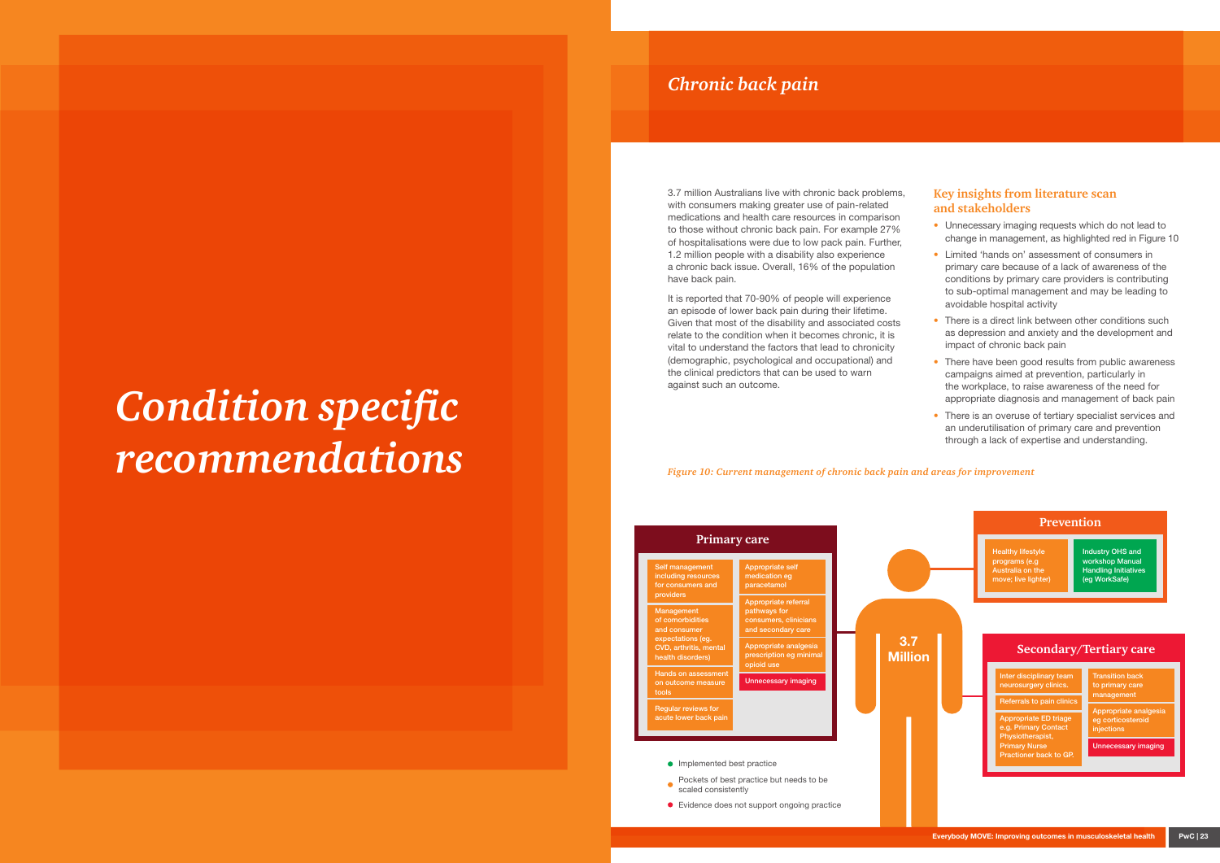# Condition specific recommendations

## Chronic back pain

3.7 million Australians live with chronic back problems, with consumers making greater use of pain-related medications and health care resources in comparison to those without chronic back pain. For example 27% of hospitalisations were due to low pack pain. Further, 1.2 million people with a disability also experience a chronic back issue. Overall, 16% of the population have back pain.

It is reported that 70-90% of people will experience an episode of lower back pain during their lifetime. Given that most of the disability and associated costs relate to the condition when it becomes chronic, it is vital to understand the factors that lead to chronicity (demographic, psychological and occupational) and the clinical predictors that can be used to warn against such an outcome.

### Key insights from literature scan and stakeholders

- Unnecessary imaging requests which do not lead to change in management, as highlighted red in Figure 10
- Limited 'hands on' assessment of consumers in primary care because of a lack of awareness of the conditions by primary care providers is contributing to sub-optimal management and may be leading to avoidable hospital activity
- There is a direct link between other conditions such as depression and anxiety and the development and impact of chronic back pain
- There have been good results from public awareness campaigns aimed at prevention, particularly in the workplace, to raise awareness of the need for appropriate diagnosis and management of back pain
- There is an overuse of tertiary specialist services and an underutilisation of primary care and prevention through a lack of expertise and understanding.

*Figure 10: Current management of chronic back pain and areas for improvement*

**3.7 Million**

**Primary care**

- Self management including resources for consumers and providers
- Management of comorbidities and consumer expectations (eg. CVD, arthritis, mental health disorders)
- Hands on assessment on outcome measure tools
- Regular reviews for acute lower back pain
- Appropriate self medication eg paracetamol
- Appropriate referral pathways for consumers, clinicians and secondary care
- Appropriate analgesia prescription eg minimal opioid use
- Unnecessary imaging

**Prevention**

- Healthy lifestyle programs (e.g Australia on the move; live lighter)
- Industry OHS and workshop Manual Handling Initiatives (eg WorkSafe)

**Secondary/Tertiary care**

- Inter disciplinary team neurosurgery clinics.
- Referrals to pain clinics
- Appropriate ED triage e.g. Primary Contact Physiotherapist, Primary Nurse Practioner back to GP.
- Transition back to primary care management
- Appropriate analgesia eg corticosteroid injections
- Unnecessary imaging

Legend:
- Implemented best practice
- Pockets of best practice but needs to be scaled consistently
- Evidence does not support ongoing practice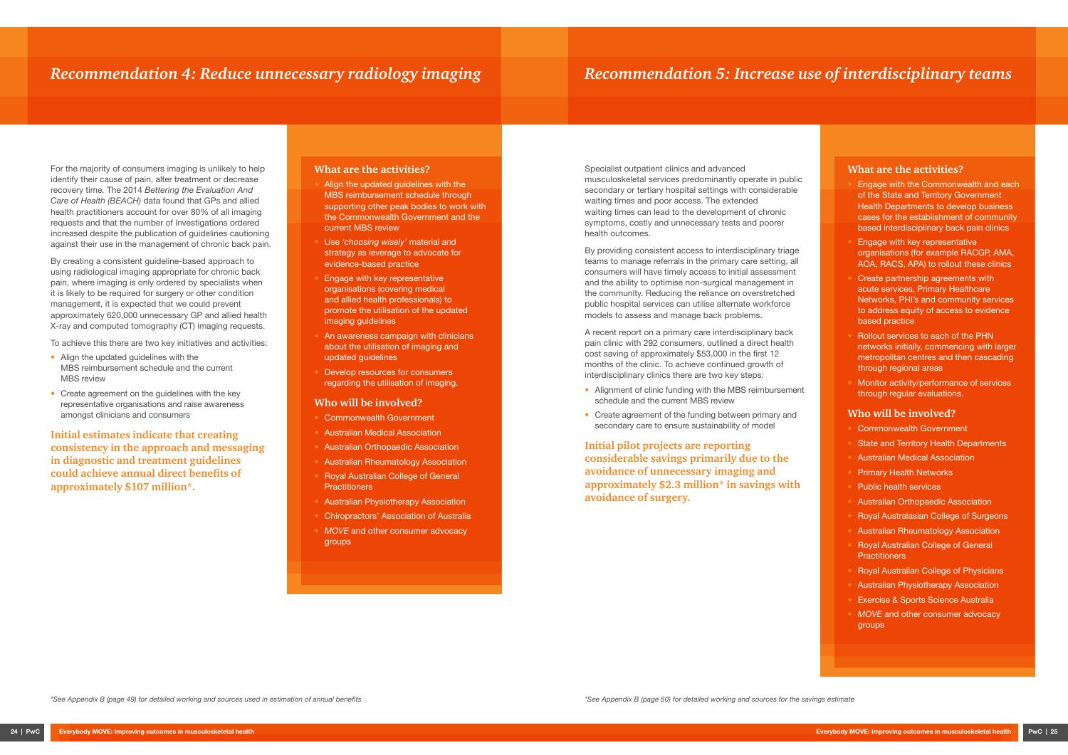## Recommendation 4: Reduce unnecessary radiology imaging

For the majority of consumers imaging is unlikely to help identify their cause of pain, alter treatment or decrease recovery time. The 2014 *Bettering the Evaluation And Care of Health (BEACH)* data found that GPs and allied health practitioners account for over 80% of all imaging requests and that the number of investigations ordered increased despite the publication of guidelines cautioning against their use in the management of chronic back pain.

By creating a consistent guideline-based approach to using radiological imaging appropriate for chronic back pain, where imaging is only ordered by specialists when it is likely to be required for surgery or other condition management, it is expected that we could prevent approximately 620,000 unnecessary GP and allied health X-ray and computed tomography (CT) imaging requests.

To achieve this there are two key initiatives and activities:

- Align the updated guidelines with the MBS reimbursement schedule and the current MBS review
- Create agreement on the guidelines with the key representative organisations and raise awareness amongst clinicians and consumers

**Initial estimates indicate that creating consistency in the approach and messaging in diagnostic and treatment guidelines could achieve annual direct benefits of approximately $107 million*.**

### What are the activities?

- Align the updated guidelines with the MBS reimbursement schedule through supporting other peak bodies to work with the Commonwealth Government and the current MBS review
- Use *'choosing wisely'* material and strategy as leverage to advocate for evidence-based practice
- Engage with key representative organisations (covering medical and allied health professionals) to promote the utilisation of the updated imaging guidelines
- An awareness campaign with clinicians about the utilisation of imaging and updated guidelines
- Develop resources for consumers regarding the utilisation of imaging.

### Who will be involved?

- Commonwealth Government
- Australian Medical Association
- Australian Orthopaedic Association
- Australian Rheumatology Association
- Royal Australian College of General Practitioners
- Australian Physiotherapy Association
- Chiropractors' Association of Australia
- *MOVE* and other consumer advocacy groups

*See Appendix B (page 49) for detailed working and sources used in estimation of annual benefits

## Recommendation 5: Increase use of interdisciplinary teams

Specialist outpatient clinics and advanced musculoskeletal services predominantly operate in public secondary or tertiary hospital settings with considerable waiting times and poor access. The extended waiting times can lead to the development of chronic symptoms, costly and unnecessary tests and poorer health outcomes.

By providing consistent access to interdisciplinary triage teams to manage referrals in the primary care setting, all consumers will have timely access to initial assessment and the ability to optimise non-surgical management in the community. Reducing the reliance on overstretched public hospital services can utilise alternate workforce models to assess and manage back problems.

A recent report on a primary care interdisciplinary back pain clinic with 292 consumers, outlined a direct health cost saving of approximately $53,000 in the first 12 months of the clinic. To achieve continued growth of interdisciplinary clinics there are two key steps:

- Alignment of clinic funding with the MBS reimbursement schedule and the current MBS review
- Create agreement of the funding between primary and secondary care to ensure sustainability of model

**Initial pilot projects are reporting considerable savings primarily due to the avoidance of unnecessary imaging and approximately $2.3 million* in savings with avoidance of surgery.**

### What are the activities?

- Engage with the Commonwealth and each of the State and Territory Government Health Departments to develop business cases for the establishment of community based interdisciplinary back pain clinics
- Engage with key representative organisations (for example RACGP, AMA, AOA, RACS, APA) to rollout these clinics
- Create partnership agreements with acute services, Primary Healthcare Networks, PHI's and community services to address equity of access to evidence based practice
- Rollout services to each of the PHN networks initially, commencing with larger metropolitan centres and then cascading through regional areas
- Monitor activity/performance of services through regular evaluations.

### Who will be involved?

- Commonwealth Government
- State and Territory Health Departments
- Australian Medical Association
- Primary Health Networks
- Public health services
- Australian Orthopaedic Association
- Royal Australasian College of Surgeons
- Australian Rheumatology Association
- Royal Australian College of General Practitioners
- Royal Australian College of Physicians
- Australian Physiotherapy Association
- Exercise & Sports Science Australia
- *MOVE* and other consumer advocacy groups

*See Appendix B (page 50) for detailed working and sources for the savings estimate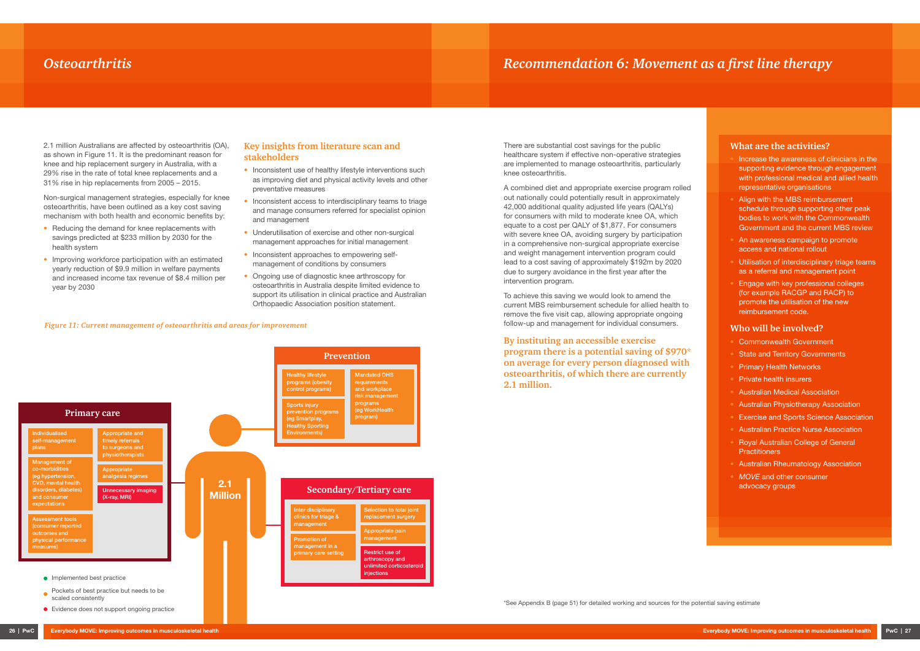## Osteoarthritis

2.1 million Australians are affected by osteoarthritis (OA), as shown in Figure 11. It is the predominant reason for knee and hip replacement surgery in Australia, with a 29% rise in the rate of total knee replacements and a 31% rise in hip replacements from 2005 – 2015.

Non-surgical management strategies, especially for knee osteoarthritis, have been outlined as a key cost saving mechanism with both health and economic benefits by:

- Reducing the demand for knee replacements with savings predicted at $233 million by 2030 for the health system
- Improving workforce participation with an estimated yearly reduction of $9.9 million in welfare payments and increased income tax revenue of $8.4 million per year by 2030

### Key insights from literature scan and stakeholders

- Inconsistent use of healthy lifestyle interventions such as improving diet and physical activity levels and other preventative measures
- Inconsistent access to interdisciplinary teams to triage and manage consumers referred for specialist opinion and management
- Underutilisation of exercise and other non-surgical management approaches for initial management
- Inconsistent approaches to empowering self-management of conditions by consumers
- Ongoing use of diagnostic knee arthroscopy for osteoarthritis in Australia despite limited evidence to support its utilisation in clinical practice and Australian Orthopaedic Association position statement.

*Figure 11: Current management of osteoarthritis and areas for improvement*

**2.1 Million**

**Prevention**
- Healthy lifestyle programs (obesity control programs)
- Sports injury prevention programs (eg Smartplay, Healthy Sporting Environments)
- Mandated OHS requirements and workplace risk management programs (eg WorkHealth program)

**Primary care**
- Individualised self-management plans
- Management of co-morbidities (eg hypertension, CVD, mental health disorders, diabetes) and consumer expectations
- Assessment tools (consumer reported outcomes and physical performance measures)
- Appropriate and timely referrals to surgeons and physiotherapists
- Appropriate analgesia regimes
- Unnecessary imaging (X-ray, MRI)

**Secondary/Tertiary care**
- Inter disciplinary clinics for triage & management
- Promotion of management in a primary care setting
- Selection to total joint replacement surgery
- Appropriate pain management
- Restrict use of arthroscopy and unlimited corticosteroid injections

- Implemented best practice
- Pockets of best practice but needs to be scaled consistently
- Evidence does not support ongoing practice

## Recommendation 6: Movement as a first line therapy

There are substantial cost savings for the public healthcare system if effective non-operative strategies are implemented to manage osteoarthritis, particularly knee osteoarthritis.

A combined diet and appropriate exercise program rolled out nationally could potentially result in approximately 42,000 additional quality adjusted life years (QALYs) for consumers with mild to moderate knee OA, which equate to a cost per QALY of $1,877. For consumers with severe knee OA, avoiding surgery by participation in a comprehensive non-surgical appropriate exercise and weight management intervention program could lead to a cost saving of approximately $192m by 2020 due to surgery avoidance in the first year after the intervention program.

To achieve this saving we would look to amend the current MBS reimbursement schedule for allied health to remove the five visit cap, allowing appropriate ongoing follow-up and management for individual consumers.

**By instituting an accessible exercise program there is a potential saving of $970\* on average for every person diagnosed with osteoarthritis, of which there are currently 2.1 million.**

### What are the activities?

- Increase the awareness of clinicians in the supporting evidence through engagement with professional medical and allied health representative organisations
- Align with the MBS reimbursement schedule through supporting other peak bodies to work with the Commonwealth Government and the current MBS review
- An awareness campaign to promote access and national rollout
- Utilisation of interdisciplinary triage teams as a referral and management point
- Engage with key professional colleges (for example RACGP and RACP) to promote the utilisation of the new reimbursement code.

### Who will be involved?

- Commonwealth Government
- State and Territory Governments
- Primary Health Networks
- Private health insurers
- Australian Medical Association
- Australian Physiotherapy Association
- Exercise and Sports Science Association
- Australian Practice Nurse Association
- Royal Australian College of General Practitioners
- Australian Rheumatology Association
- *MOVE* and other consumer advocacy groups

\*See Appendix B (page 51) for detailed working and sources for the potential saving estimate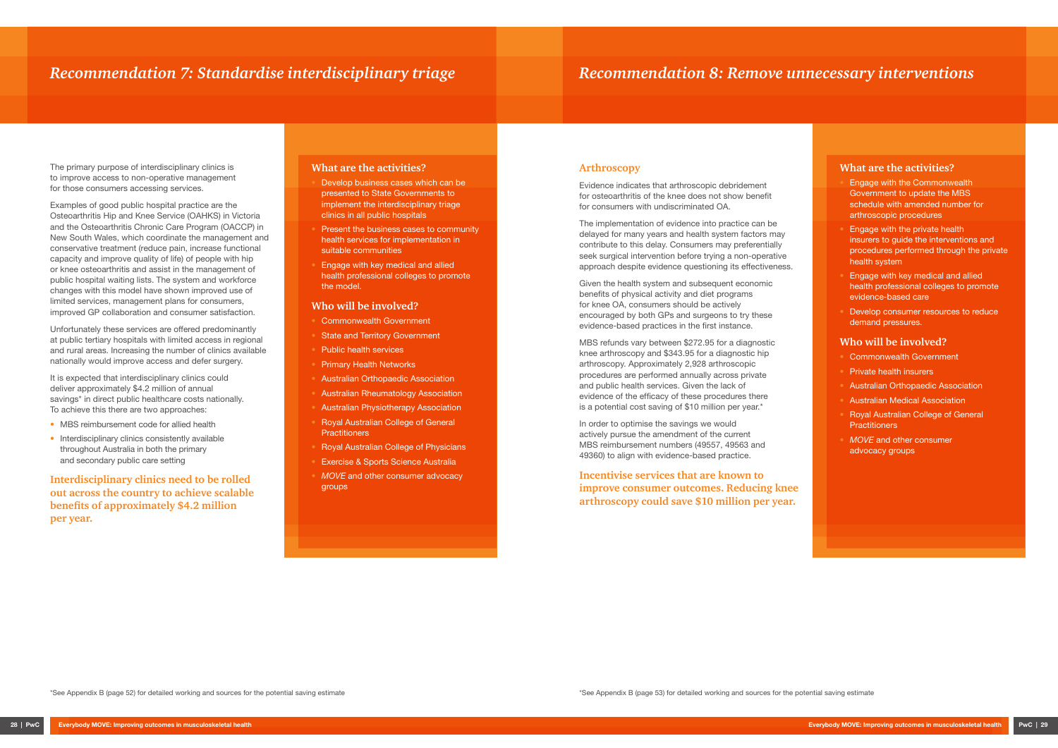# Recommendation 7: Standardise interdisciplinary triage

The primary purpose of interdisciplinary clinics is to improve access to non-operative management for those consumers accessing services.

Examples of good public hospital practice are the Osteoarthritis Hip and Knee Service (OAHKS) in Victoria and the Osteoarthritis Chronic Care Program (OACCP) in New South Wales, which coordinate the management and conservative treatment (reduce pain, increase functional capacity and improve quality of life) of people with hip or knee osteoarthritis and assist in the management of public hospital waiting lists. The system and workforce changes with this model have shown improved use of limited services, management plans for consumers, improved GP collaboration and consumer satisfaction.

Unfortunately these services are offered predominantly at public tertiary hospitals with limited access in regional and rural areas. Increasing the number of clinics available nationally would improve access and defer surgery.

It is expected that interdisciplinary clinics could deliver approximately $4.2 million of annual savings* in direct public healthcare costs nationally. To achieve this there are two approaches:

- MBS reimbursement code for allied health
- Interdisciplinary clinics consistently available throughout Australia in both the primary and secondary public care setting

**Interdisciplinary clinics need to be rolled out across the country to achieve scalable benefits of approximately $4.2 million per year.**

### What are the activities?

- Develop business cases which can be presented to State Governments to implement the interdisciplinary triage clinics in all public hospitals
- Present the business cases to community health services for implementation in suitable communities
- Engage with key medical and allied health professional colleges to promote the model.

### Who will be involved?

- Commonwealth Government
- State and Territory Government
- Public health services
- Primary Health Networks
- Australian Orthopaedic Association
- Australian Rheumatology Association
- Australian Physiotherapy Association
- Royal Australian College of General Practitioners
- Royal Australian College of Physicians
- Exercise & Sports Science Australia
- *MOVE* and other consumer advocacy groups

*See Appendix B (page 52) for detailed working and sources for the potential saving estimate

# Recommendation 8: Remove unnecessary interventions

## Arthroscopy

Evidence indicates that arthroscopic debridement for osteoarthritis of the knee does not show benefit for consumers with undiscriminated OA.

The implementation of evidence into practice can be delayed for many years and health system factors may contribute to this delay. Consumers may preferentially seek surgical intervention before trying a non-operative approach despite evidence questioning its effectiveness.

Given the health system and subsequent economic benefits of physical activity and diet programs for knee OA, consumers should be actively encouraged by both GPs and surgeons to try these evidence-based practices in the first instance.

MBS refunds vary between $272.95 for a diagnostic knee arthroscopy and $343.95 for a diagnostic hip arthroscopy. Approximately 2,928 arthroscopic procedures are performed annually across private and public health services. Given the lack of evidence of the efficacy of these procedures there is a potential cost saving of $10 million per year.*

In order to optimise the savings we would actively pursue the amendment of the current MBS reimbursement numbers (49557, 49563 and 49360) to align with evidence-based practice.

**Incentivise services that are known to improve consumer outcomes. Reducing knee arthroscopy could save $10 million per year.**

### What are the activities?

- Engage with the Commonwealth Government to update the MBS schedule with amended number for arthroscopic procedures
- Engage with the private health insurers to guide the interventions and procedures performed through the private health system
- Engage with key medical and allied health professional colleges to promote evidence-based care
- Develop consumer resources to reduce demand pressures.

### Who will be involved?

- Commonwealth Government
- Private health insurers
- Australian Orthopaedic Association
- Australian Medical Association
- Royal Australian College of General Practitioners
- *MOVE* and other consumer advocacy groups

*See Appendix B (page 53) for detailed working and sources for the potential saving estimate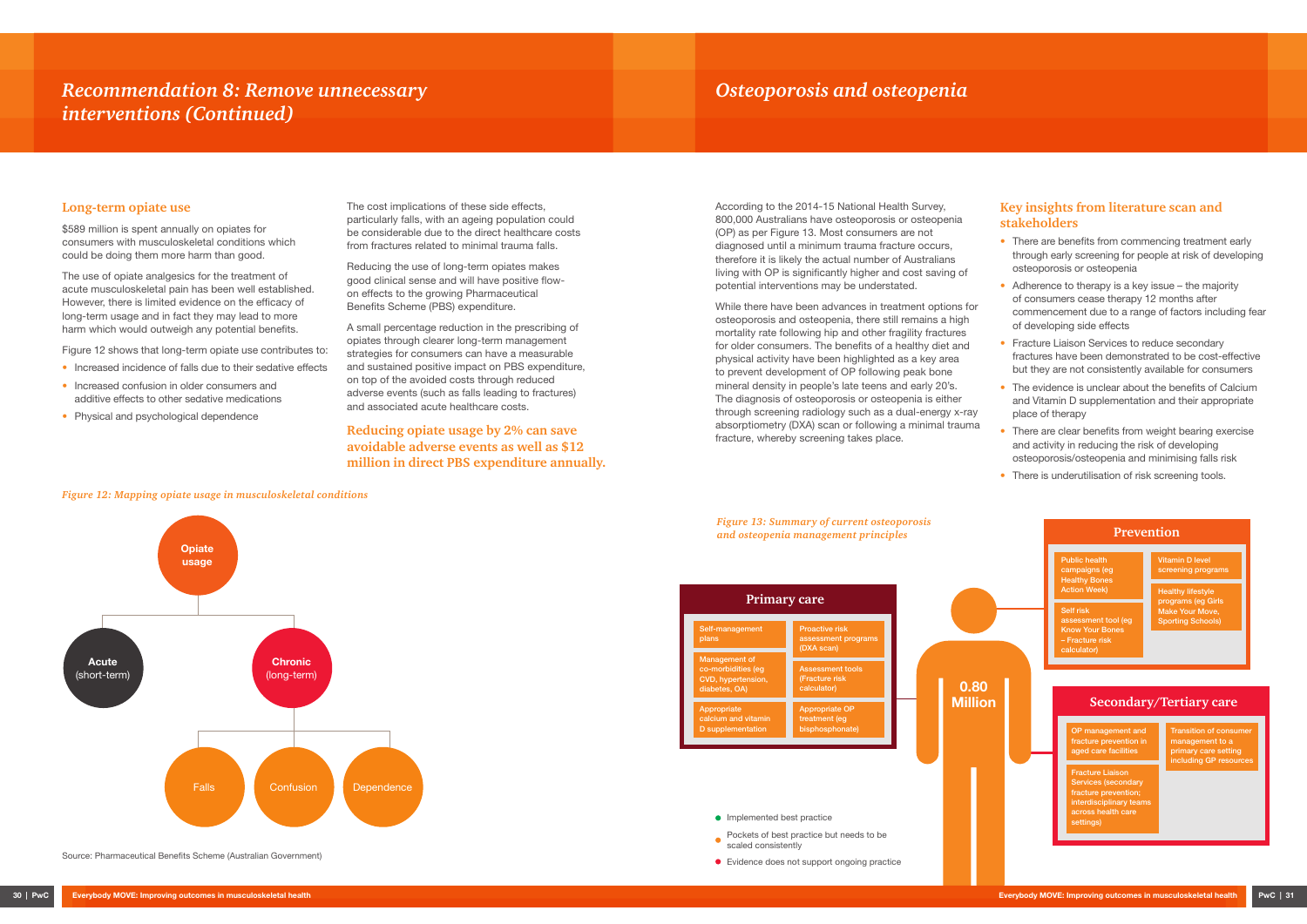# Recommendation 8: Remove unnecessary interventions (Continued)

## Long-term opiate use

$589 million is spent annually on opiates for consumers with musculoskeletal conditions which could be doing them more harm than good.

The use of opiate analgesics for the treatment of acute musculoskeletal pain has been well established. However, there is limited evidence on the efficacy of long-term usage and in fact they may lead to more harm which would outweigh any potential benefits.

Figure 12 shows that long-term opiate use contributes to:

- Increased incidence of falls due to their sedative effects
- Increased confusion in older consumers and additive effects to other sedative medications
- Physical and psychological dependence

The cost implications of these side effects, particularly falls, with an ageing population could be considerable due to the direct healthcare costs from fractures related to minimal trauma falls.

Reducing the use of long-term opiates makes good clinical sense and will have positive flow-on effects to the growing Pharmaceutical Benefits Scheme (PBS) expenditure.

A small percentage reduction in the prescribing of opiates through clearer long-term management strategies for consumers can have a measurable and sustained positive impact on PBS expenditure, on top of the avoided costs through reduced adverse events (such as falls leading to fractures) and associated acute healthcare costs.

**Reducing opiate usage by 2% can save avoidable adverse events as well as $12 million in direct PBS expenditure annually.**

*Figure 12: Mapping opiate usage in musculoskeletal conditions*

- Opiate usage
  - Acute (short-term)
  - Chronic (long-term)
    - Falls
    - Confusion
    - Dependence

Source: Pharmaceutical Benefits Scheme (Australian Government)

# Osteoporosis and osteopenia

According to the 2014-15 National Health Survey, 800,000 Australians have osteoporosis or osteopenia (OP) as per Figure 13. Most consumers are not diagnosed until a minimum trauma fracture occurs, therefore it is likely the actual number of Australians living with OP is significantly higher and cost saving of potential interventions may be understated.

While there have been advances in treatment options for osteoporosis and osteopenia, there still remains a high mortality rate following hip and other fragility fractures for older consumers. The benefits of a healthy diet and physical activity have been highlighted as a key area to prevent development of OP following peak bone mineral density in people's late teens and early 20's. The diagnosis of osteoporosis or osteopenia is either through screening radiology such as a dual-energy x-ray absorptiometry (DXA) scan or following a minimal trauma fracture, whereby screening takes place.

## Key insights from literature scan and stakeholders

- There are benefits from commencing treatment early through early screening for people at risk of developing osteoporosis or osteopenia
- Adherence to therapy is a key issue – the majority of consumers cease therapy 12 months after commencement due to a range of factors including fear of developing side effects
- Fracture Liaison Services to reduce secondary fractures have been demonstrated to be cost-effective but they are not consistently available for consumers
- The evidence is unclear about the benefits of Calcium and Vitamin D supplementation and their appropriate place of therapy
- There are clear benefits from weight bearing exercise and activity in reducing the risk of developing osteoporosis/osteopenia and minimising falls risk
- There is underutilisation of risk screening tools.

*Figure 13: Summary of current osteoporosis and osteopenia management principles*

0.80 Million

**Prevention**
- Public health campaigns (eg Healthy Bones Action Week)
- Self risk assessment tool (eg Know Your Bones – Fracture risk calculator)
- Vitamin D level screening programs
- Healthy lifestyle programs (eg Girls Make Your Move, Sporting Schools)

**Primary care**
- Self-management plans
- Management of co-morbidities (eg CVD, hypertension, diabetes, OA)
- Appropriate calcium and vitamin D supplementation
- Proactive risk assessment programs (DXA scan)
- Assessment tools (Fracture risk calculator)
- Appropriate OP treatment (eg bisphosphonate)

**Secondary/Tertiary care**
- OP management and fracture prevention in aged care facilities
- Fracture Liaison Services (secondary fracture prevention; interdisciplinary teams across health care settings)
- Transition of consumer management to a primary care setting including GP resources

- Implemented best practice
- Pockets of best practice but needs to be scaled consistently
- Evidence does not support ongoing practice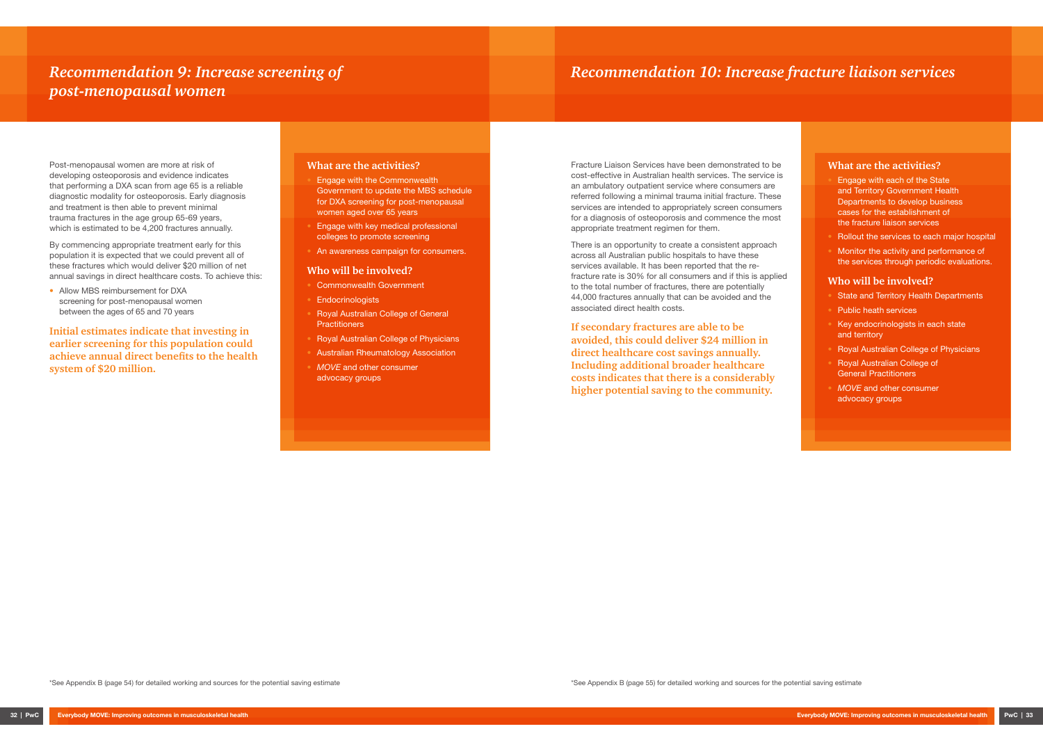# Recommendation 9: Increase screening of post-menopausal women

Post-menopausal women are more at risk of developing osteoporosis and evidence indicates that performing a DXA scan from age 65 is a reliable diagnostic modality for osteoporosis. Early diagnosis and treatment is then able to prevent minimal trauma fractures in the age group 65-69 years, which is estimated to be 4,200 fractures annually.

By commencing appropriate treatment early for this population it is expected that we could prevent all of these fractures which would deliver $20 million of net annual savings in direct healthcare costs. To achieve this:

- Allow MBS reimbursement for DXA screening for post-menopausal women between the ages of 65 and 70 years

**Initial estimates indicate that investing in earlier screening for this population could achieve annual direct benefits to the health system of $20 million.**

### What are the activities?

- Engage with the Commonwealth Government to update the MBS schedule for DXA screening for post-menopausal women aged over 65 years
- Engage with key medical professional colleges to promote screening
- An awareness campaign for consumers.

### Who will be involved?

- Commonwealth Government
- Endocrinologists
- Royal Australian College of General Practitioners
- Royal Australian College of Physicians
- Australian Rheumatology Association
- *MOVE* and other consumer advocacy groups

*See Appendix B (page 54) for detailed working and sources for the potential saving estimate

# Recommendation 10: Increase fracture liaison services

Fracture Liaison Services have been demonstrated to be cost-effective in Australian health services. The service is an ambulatory outpatient service where consumers are referred following a minimal trauma initial fracture. These services are intended to appropriately screen consumers for a diagnosis of osteoporosis and commence the most appropriate treatment regimen for them.

There is an opportunity to create a consistent approach across all Australian public hospitals to have these services available. It has been reported that the re-fracture rate is 30% for all consumers and if this is applied to the total number of fractures, there are potentially 44,000 fractures annually that can be avoided and the associated direct health costs.

**If secondary fractures are able to be avoided, this could deliver $24 million in direct healthcare cost savings annually. Including additional broader healthcare costs indicates that there is a considerably higher potential saving to the community.**

### What are the activities?

- Engage with each of the State and Territory Government Health Departments to develop business cases for the establishment of the fracture liaison services
- Rollout the services to each major hospital
- Monitor the activity and performance of the services through periodic evaluations.

### Who will be involved?

- State and Territory Health Departments
- Public heath services
- Key endocrinologists in each state and territory
- Royal Australian College of Physicians
- Royal Australian College of General Practitioners
- *MOVE* and other consumer advocacy groups

*See Appendix B (page 55) for detailed working and sources for the potential saving estimate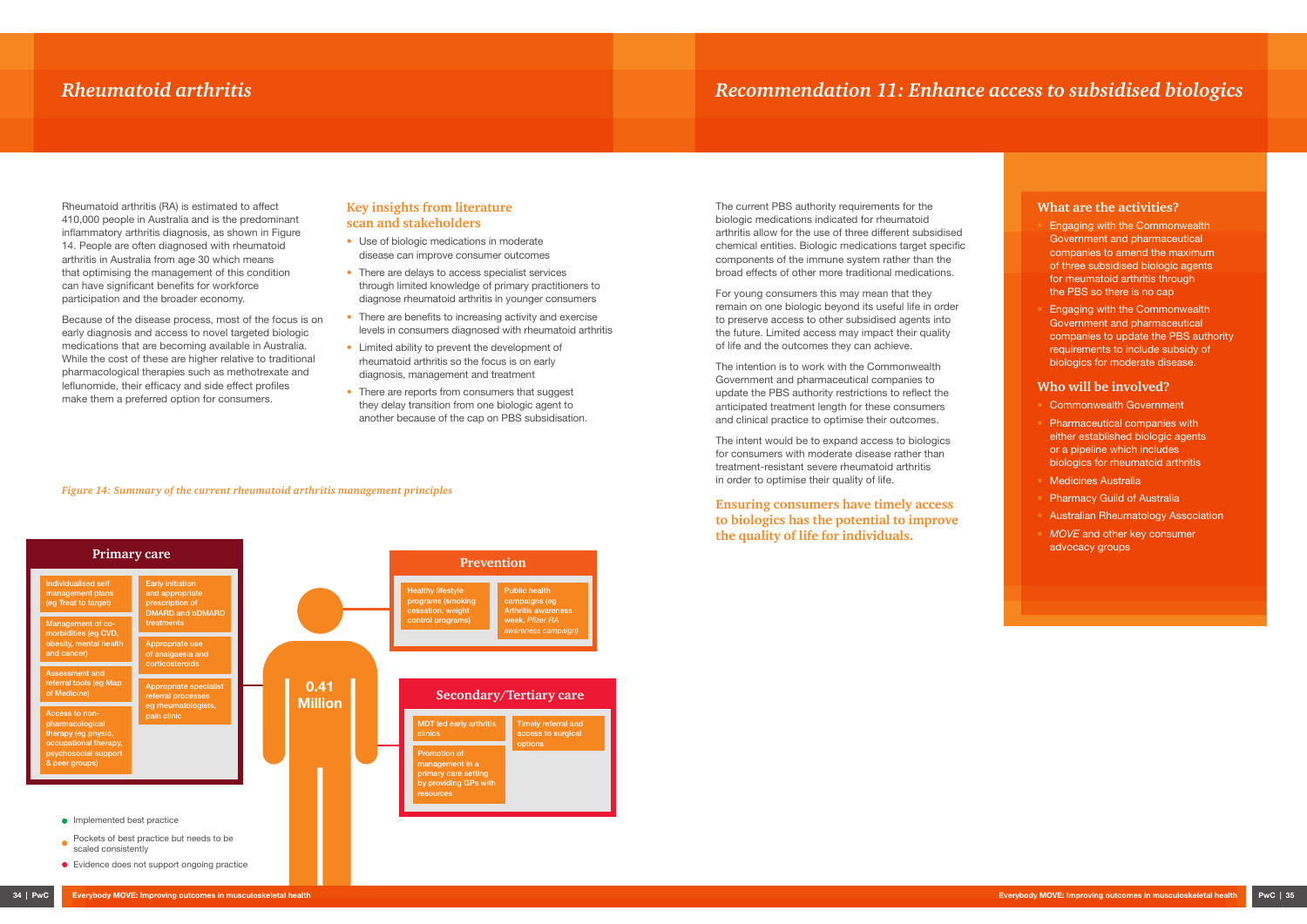# Rheumatoid arthritis

Rheumatoid arthritis (RA) is estimated to affect 410,000 people in Australia and is the predominant inflammatory arthritis diagnosis, as shown in Figure 14. People are often diagnosed with rheumatoid arthritis in Australia from age 30 which means that optimising the management of this condition can have significant benefits for workforce participation and the broader economy.

Because of the disease process, most of the focus is on early diagnosis and access to novel targeted biologic medications that are becoming available in Australia. While the cost of these are higher relative to traditional pharmacological therapies such as methotrexate and leflunomide, their efficacy and side effect profiles make them a preferred option for consumers.

## Key insights from literature scan and stakeholders

- Use of biologic medications in moderate disease can improve consumer outcomes
- There are delays to access specialist services through limited knowledge of primary practitioners to diagnose rheumatoid arthritis in younger consumers
- There are benefits to increasing activity and exercise levels in consumers diagnosed with rheumatoid arthritis
- Limited ability to prevent the development of rheumatoid arthritis so the focus is on early diagnosis, management and treatment
- There are reports from consumers that suggest they delay transition from one biologic agent to another because of the cap on PBS subsidisation.

*Figure 14: Summary of the current rheumatoid arthritis management principles*

**0.41 Million**

**Primary care**
- Individualised self management plans (eg Treat to target)
- Management of co-morbidities (eg CVD, obesity, mental health and cancer)
- Assessment and referral tools (eg Map of Medicine)
- Access to non-pharmacological therapy (eg physio, occupational therapy, psychosocial support & peer groups)
- Early initiation and appropriate prescription of DMARD and bDMARD treatments
- Appropriate use of analgaesia and corticosteroids
- Appropriate specialist referral processes eg rheumatologists, pain clinic

**Prevention**
- Healthy lifestyle programs (smoking cessation, weight control programs)
- Public health campaigns (eg Arthritis awareness week, *Pfizer RA awareness campaign*)

**Secondary/Tertiary care**
- MDT led early arthritis clinics
- Promotion of management in a primary care setting by providing GPs with resources
- Timely referral and access to surgical options

Legend:
- Implemented best practice
- Pockets of best practice but needs to be scaled consistently
- Evidence does not support ongoing practice

# Recommendation 11: Enhance access to subsidised biologics

The current PBS authority requirements for the biologic medications indicated for rheumatoid arthritis allow for the use of three different subsidised chemical entities. Biologic medications target specific components of the immune system rather than the broad effects of other more traditional medications.

For young consumers this may mean that they remain on one biologic beyond its useful life in order to preserve access to other subsidised agents into the future. Limited access may impact their quality of life and the outcomes they can achieve.

The intention is to work with the Commonwealth Government and pharmaceutical companies to update the PBS authority restrictions to reflect the anticipated treatment length for these consumers and clinical practice to optimise their outcomes.

The intent would be to expand access to biologics for consumers with moderate disease rather than treatment-resistant severe rheumatoid arthritis in order to optimise their quality of life.

**Ensuring consumers have timely access to biologics has the potential to improve the quality of life for individuals.**

## What are the activities?

- Engaging with the Commonwealth Government and pharmaceutical companies to amend the maximum of three subsidised biologic agents for rheumatoid arthritis through the PBS so there is no cap
- Engaging with the Commonwealth Government and pharmaceutical companies to update the PBS authority requirements to include subsidy of biologics for moderate disease.

## Who will be involved?

- Commonwealth Government
- Pharmaceutical companies with either established biologic agents or a pipeline which includes biologics for rheumatoid arthritis
- Medicines Australia
- Pharmacy Guild of Australia
- Australian Rheumatology Association
- *MOVE* and other key consumer advocacy groups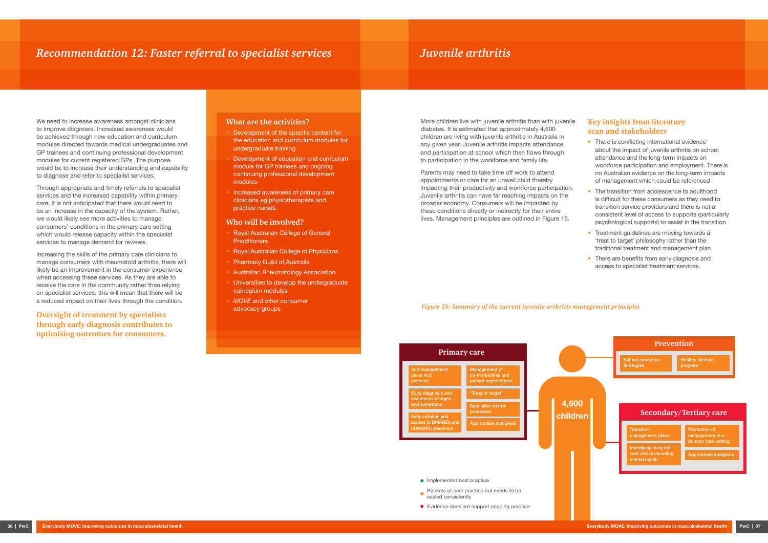## Recommendation 12: Faster referral to specialist services

We need to increase awareness amongst clinicians to improve diagnosis. Increased awareness would be achieved through new education and curriculum modules directed towards medical undergraduates and GP trainees and continuing professional development modules for current registered GPs. The purpose would be to increase their understanding and capability to diagnose and refer to specialist services.

Through appropriate and timely referrals to specialist services and the increased capability within primary care, it is not anticipated that there would need to be an increase in the capacity of the system. Rather, we would likely see more activities to manage consumers' conditions in the primary care setting which would release capacity within the specialist services to manage demand for reviews.

Increasing the skills of the primary care clinicians to manage consumers with rheumatoid arthritis, there will likely be an improvement in the consumer experience when accessing these services. As they are able to receive the care in the community rather than relying on specialist services, this will mean that there will be a reduced impact on their lives through the condition.

**Oversight of treatment by specialists through early diagnosis contributes to optimising outcomes for consumers.**

### What are the activities?

- Development of the specific content for the education and curriculum modules for undergraduate training
- Development of education and curriculum module for GP trainees and ongoing continuing professional development modules
- Increased awareness of primary care clinicians eg physiotherapists and practice nurses.

### Who will be involved?

- Royal Australian College of General Practitioners
- Royal Australian College of Physicians
- Pharmacy Guild of Australia
- Australian Rheumatology Association
- Universities to develop the undergraduate curriculum modules
- *MOVE* and other consumer advocacy groups

## Juvenile arthritis

More children live with juvenile arthritis than with juvenile diabetes. It is estimated that approximately 4,600 children are living with juvenile arthritis in Australia in any given year. Juvenile arthritis impacts attendance and participation at school which then flows through to participation in the workforce and family life.

Parents may need to take time off work to attend appointments or care for an unwell child thereby impacting their productivity and workforce participation. Juvenile arthritis can have far reaching impacts on the broader economy. Consumers will be impacted by these conditions directly or indirectly for their entire lives. Management principles are outlined in Figure 15.

### Key insights from literature scan and stakeholders

- There is conflicting international evidence about the impact of juvenile arthritis on school attendance and the long-term impacts on workforce participation and employment. There is no Australian evidence on the long-term impacts of management which could be referenced
- The transition from adolescence to adulthood is difficult for these consumers as they need to transition service providers and there is not a consistent level of access to supports (particularly psychological supports) to assist in the transition
- Treatment guidelines are moving towards a 'treat to target' philosophy rather than the traditional treatment and management plan
- There are benefits from early diagnosis and access to specialist treatment services.

*Figure 15: Summary of the current juvenile arthritis management principles*

**4,600 children**

**Primary care**
- Self management plans incl. exercise
- Early diagnosis and awareness of signs and symptoms
- Early initiation and access to DMARDs and bDMARDs treatment
- Management of co-morbidities and patient expectations
- "Treat to target"
- Specialist referral processes
- Appropriate analgesia

**Prevention**
- School education strategies
- Healthy lifestyle program

**Secondary/Tertiary care**
- Transition management plans
- Interdisciplinary led care clinics including mental health
- Promotion of management in a primary care setting
- Appropriate analgesia

- Implemented best practice
- Pockets of best practice but needs to be scaled consistently
- Evidence does not support ongoing practice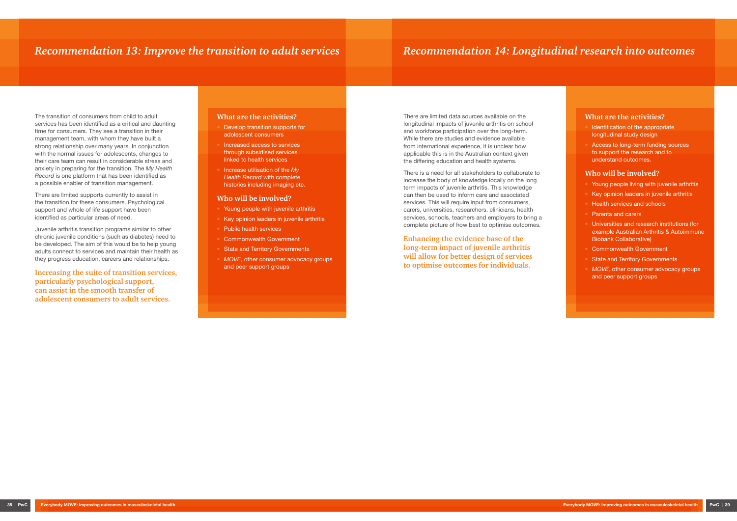## *Recommendation 13: Improve the transition to adult services*

The transition of consumers from child to adult services has been identified as a critical and daunting time for consumers. They see a transition in their management team, with whom they have built a strong relationship over many years. In conjunction with the normal issues for adolescents, changes to their care team can result in considerable stress and anxiety in preparing for the transition. The *My Health Record* is one platform that has been identified as a possible enabler of transition management.

There are limited supports currently to assist in the transition for these consumers. Psychological support and whole of life support have been identified as particular areas of need.

Juvenile arthritis transition programs similar to other chronic juvenile conditions (such as diabetes) need to be developed. The aim of this would be to help young adults connect to services and maintain their health as they progress education, careers and relationships.

**Increasing the suite of transition services, particularly psychological support, can assist in the smooth transfer of adolescent consumers to adult services.**

### What are the activities?

- Develop transition supports for adolescent consumers
- Increased access to services through subsidised services linked to health services
- Increase utilisation of the *My Health Record* with complete histories including imaging etc.

### Who will be involved?

- Young people with juvenile arthritis
- Key opinion leaders in juvenile arthritis
- Public health services
- Commonwealth Government
- State and Territory Governments
- *MOVE,* other consumer advocacy groups and peer support groups

## *Recommendation 14: Longitudinal research into outcomes*

There are limited data sources available on the longitudinal impacts of juvenile arthritis on school and workforce participation over the long-term. While there are studies and evidence available from international experience, it is unclear how applicable this is in the Australian context given the differing education and health systems.

There is a need for all stakeholders to collaborate to increase the body of knowledge locally on the long term impacts of juvenile arthritis. This knowledge can then be used to inform care and associated services. This will require input from consumers, carers, universities, researchers, clinicians, health services, schools, teachers and employers to bring a complete picture of how best to optimise outcomes.

**Enhancing the evidence base of the long-term impact of juvenile arthritis will allow for better design of services to optimise outcomes for individuals.**

### What are the activities?

- Identification of the appropriate longitudinal study design
- Access to long-term funding sources to support the research and to understand outcomes.

### Who will be involved?

- Young people living with juvenile arthritis
- Key opinion leaders in juvenile arthritis
- Health services and schools
- Parents and carers
- Universities and research institutions (for example Australian Arthritis & Autoimmune Biobank Collaborative)
- Commonwealth Government
- State and Territory Governments
- *MOVE,* other consumer advocacy groups and peer support groups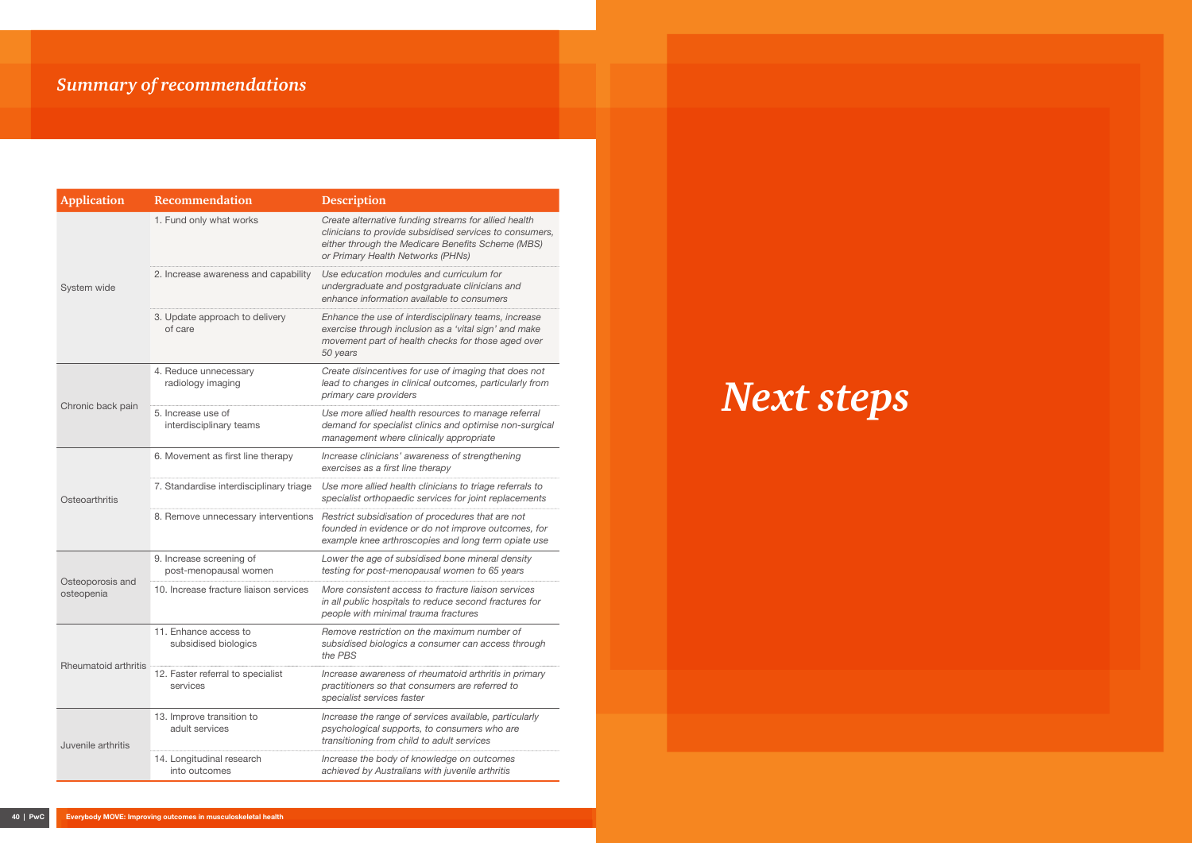## *Summary of recommendations*

| Application | Recommendation | Description |
|---|---|---|
| System wide | 1. Fund only what works | *Create alternative funding streams for allied health clinicians to provide subsidised services to consumers, either through the Medicare Benefits Scheme (MBS) or Primary Health Networks (PHNs)* |
| | 2. Increase awareness and capability | *Use education modules and curriculum for undergraduate and postgraduate clinicians and enhance information available to consumers* |
| | 3. Update approach to delivery of care | *Enhance the use of interdisciplinary teams, increase exercise through inclusion as a 'vital sign' and make movement part of health checks for those aged over 50 years* |
| Chronic back pain | 4. Reduce unnecessary radiology imaging | *Create disincentives for use of imaging that does not lead to changes in clinical outcomes, particularly from primary care providers* |
| | 5. Increase use of interdisciplinary teams | *Use more allied health resources to manage referral demand for specialist clinics and optimise non-surgical management where clinically appropriate* |
| Osteoarthritis | 6. Movement as first line therapy | *Increase clinicians' awareness of strengthening exercises as a first line therapy* |
| | 7. Standardise interdisciplinary triage | *Use more allied health clinicians to triage referrals to specialist orthopaedic services for joint replacements* |
| | 8. Remove unnecessary interventions | *Restrict subsidisation of procedures that are not founded in evidence or do not improve outcomes, for example knee arthroscopies and long term opiate use* |
| Osteoporosis and osteopenia | 9. Increase screening of post-menopausal women | *Lower the age of subsidised bone mineral density testing for post-menopausal women to 65 years* |
| | 10. Increase fracture liaison services | *More consistent access to fracture liaison services in all public hospitals to reduce second fractures for people with minimal trauma fractures* |
| Rheumatoid arthritis | 11. Enhance access to subsidised biologics | *Remove restriction on the maximum number of subsidised biologics a consumer can access through the PBS* |
| | 12. Faster referral to specialist services | *Increase awareness of rheumatoid arthritis in primary practitioners so that consumers are referred to specialist services faster* |
| Juvenile arthritis | 13. Improve transition to adult services | *Increase the range of services available, particularly psychological supports, to consumers who are transitioning from child to adult services* |
| | 14. Longitudinal research into outcomes | *Increase the body of knowledge on outcomes achieved by Australians with juvenile arthritis* |

# *Next steps*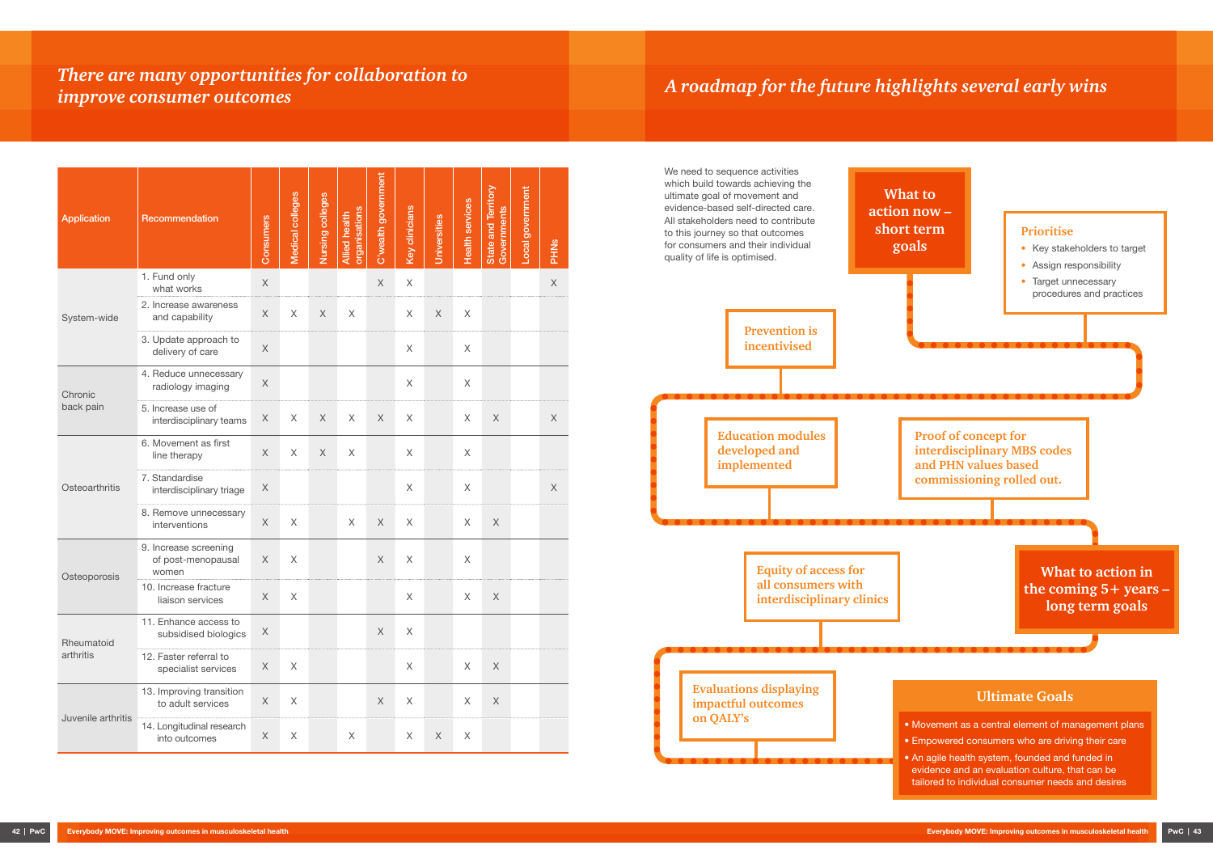## *There are many opportunities for collaboration to improve consumer outcomes*

| Application | Recommendation | Consumers | Medical colleges | Nursing colleges | Allied health organisations | C'wealth government | Key clinicians | Universities | Health services | State and Territory Governments | Local government | PHNs |
|---|---|---|---|---|---|---|---|---|---|---|---|---|
| System-wide | 1. Fund only what works | X | | | | X | X | | | | | X |
| | 2. Increase awareness and capability | X | X | X | X | | X | X | X | | | |
| | 3. Update approach to delivery of care | X | | | | | X | | X | | | |
| Chronic back pain | 4. Reduce unnecessary radiology imaging | X | | | | | X | | X | | | |
| | 5. Increase use of interdisciplinary teams | X | X | X | X | X | X | | X | X | | X |
| Osteoarthritis | 6. Movement as first line therapy | X | X | X | X | | X | | X | | | |
| | 7. Standardise interdisciplinary triage | X | | | | | X | | X | | | X |
| | 8. Remove unnecessary interventions | X | X | | X | X | X | | X | X | | |
| Osteoporosis | 9. Increase screening of post-menopausal women | X | X | | | X | X | | X | | | |
| | 10. Increase fracture liaison services | X | X | | | | X | | X | X | | |
| Rheumatoid arthritis | 11. Enhance access to subsidised biologics | X | | | | X | X | | | | | |
| | 12. Faster referral to specialist services | X | X | | | | X | | X | X | | |
| Juvenile arthritis | 13. Improving transition to adult services | X | X | | | X | X | | X | X | | |
| | 14. Longitudinal research into outcomes | X | X | | X | | X | X | X | | | |

## *A roadmap for the future highlights several early wins*

We need to sequence activities which build towards achieving the ultimate goal of movement and evidence-based self-directed care. All stakeholders need to contribute to this journey so that outcomes for consumers and their individual quality of life is optimised.

**What to action now – short term goals**

**Prioritise**

- Key stakeholders to target
- Assign responsibility
- Target unnecessary procedures and practices

**Prevention is incentivised**

**Education modules developed and implemented**

**Proof of concept for interdisciplinary MBS codes and PHN values based commissioning rolled out.**

**What to action in the coming 5+ years – long term goals**

**Equity of access for all consumers with interdisciplinary clinics**

**Evaluations displaying impactful outcomes on QALY's**

**Ultimate Goals**

- Movement as a central element of management plans
- Empowered consumers who are driving their care
- An agile health system, founded and funded in evidence and an evaluation culture, that can be tailored to individual consumer needs and desires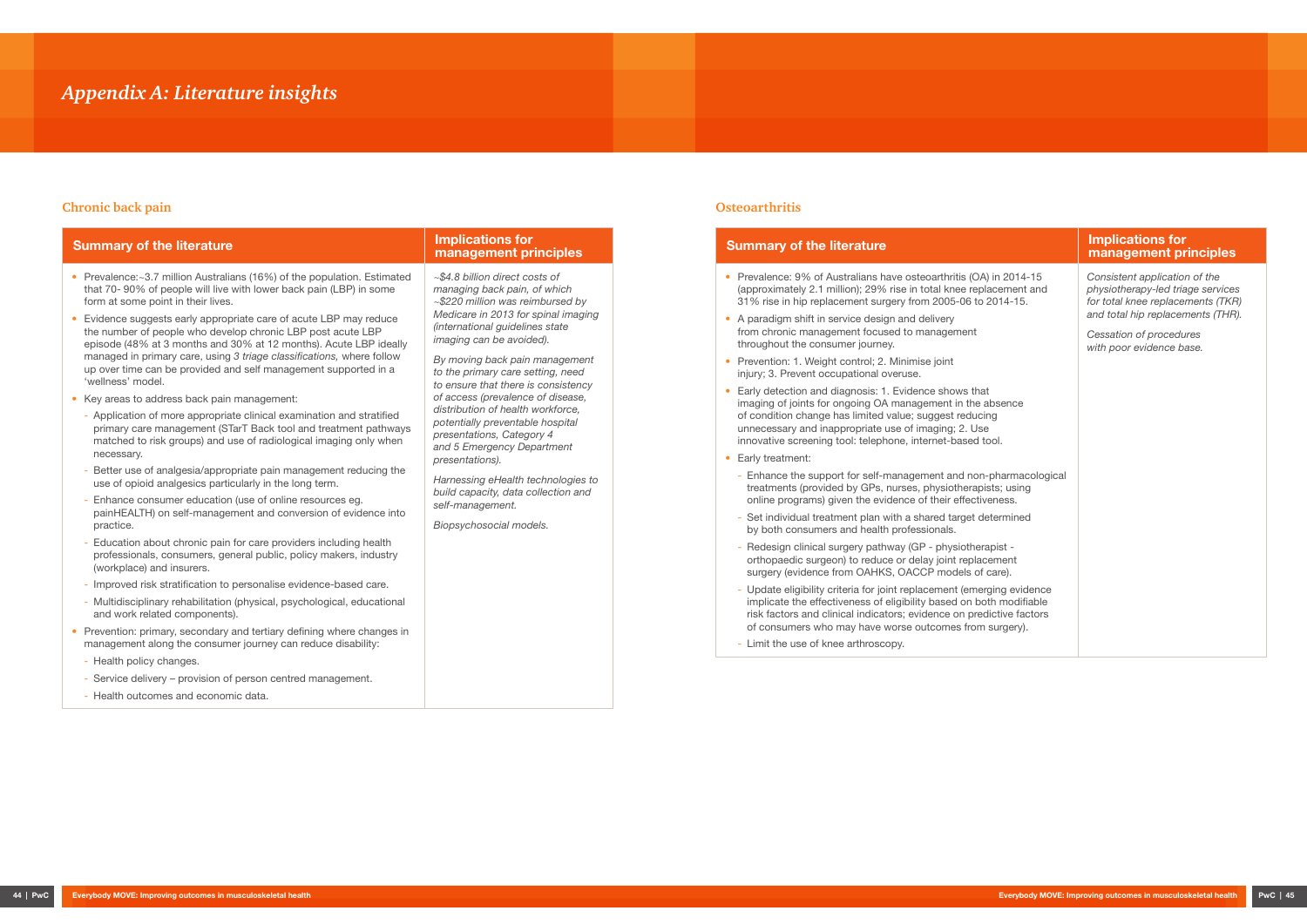# Appendix A: Literature insights

## Chronic back pain

| Summary of the literature | Implications for management principles |
|---|---|
| • Prevalence:~3.7 million Australians (16%) of the population. Estimated that 70- 90% of people will live with lower back pain (LBP) in some form at some point in their lives.<br>• Evidence suggests early appropriate care of acute LBP may reduce the number of people who develop chronic LBP post acute LBP episode (48% at 3 months and 30% at 12 months). Acute LBP ideally managed in primary care, using *3 triage classifications,* where follow up over time can be provided and self management supported in a 'wellness' model.<br>• Key areas to address back pain management:<br>- Application of more appropriate clinical examination and stratified primary care management (STarT Back tool and treatment pathways matched to risk groups) and use of radiological imaging only when necessary.<br>- Better use of analgesia/appropriate pain management reducing the use of opioid analgesics particularly in the long term.<br>- Enhance consumer education (use of online resources eg. painHEALTH) on self-management and conversion of evidence into practice.<br>- Education about chronic pain for care providers including health professionals, consumers, general public, policy makers, industry (workplace) and insurers.<br>- Improved risk stratification to personalise evidence-based care.<br>- Multidisciplinary rehabilitation (physical, psychological, educational and work related components).<br>• Prevention: primary, secondary and tertiary defining where changes in management along the consumer journey can reduce disability:<br>- Health policy changes.<br>- Service delivery – provision of person centred management.<br>- Health outcomes and economic data. | *~$4.8 billion direct costs of managing back pain, of which ~$220 million was reimbursed by Medicare in 2013 for spinal imaging (international guidelines state imaging can be avoided).*<br>*By moving back pain management to the primary care setting, need to ensure that there is consistency of access (prevalence of disease, distribution of health workforce, potentially preventable hospital presentations, Category 4 and 5 Emergency Department presentations).*<br>*Harnessing eHealth technologies to build capacity, data collection and self-management.*<br>*Biopsychosocial models.* |

## Osteoarthritis

| Summary of the literature | Implications for management principles |
|---|---|
| • Prevalence: 9% of Australians have osteoarthritis (OA) in 2014-15 (approximately 2.1 million); 29% rise in total knee replacement and 31% rise in hip replacement surgery from 2005-06 to 2014-15.<br>• A paradigm shift in service design and delivery from chronic management focused to management throughout the consumer journey.<br>• Prevention: 1. Weight control; 2. Minimise joint injury; 3. Prevent occupational overuse.<br>• Early detection and diagnosis: 1. Evidence shows that imaging of joints for ongoing OA management in the absence of condition change has limited value; suggest reducing unnecessary and inappropriate use of imaging; 2. Use innovative screening tool: telephone, internet-based tool.<br>• Early treatment:<br>- Enhance the support for self-management and non-pharmacological treatments (provided by GPs, nurses, physiotherapists; using online programs) given the evidence of their effectiveness.<br>- Set individual treatment plan with a shared target determined by both consumers and health professionals.<br>- Redesign clinical surgery pathway (GP - physiotherapist - orthopaedic surgeon) to reduce or delay joint replacement surgery (evidence from OAHKS, OACCP models of care).<br>- Update eligibility criteria for joint replacement (emerging evidence implicate the effectiveness of eligibility based on both modifiable risk factors and clinical indicators; evidence on predictive factors of consumers who may have worse outcomes from surgery).<br>- Limit the use of knee arthroscopy. | *Consistent application of the physiotherapy-led triage services for total knee replacements (TKR) and total hip replacements (THR).*<br>*Cessation of procedures with poor evidence base.* |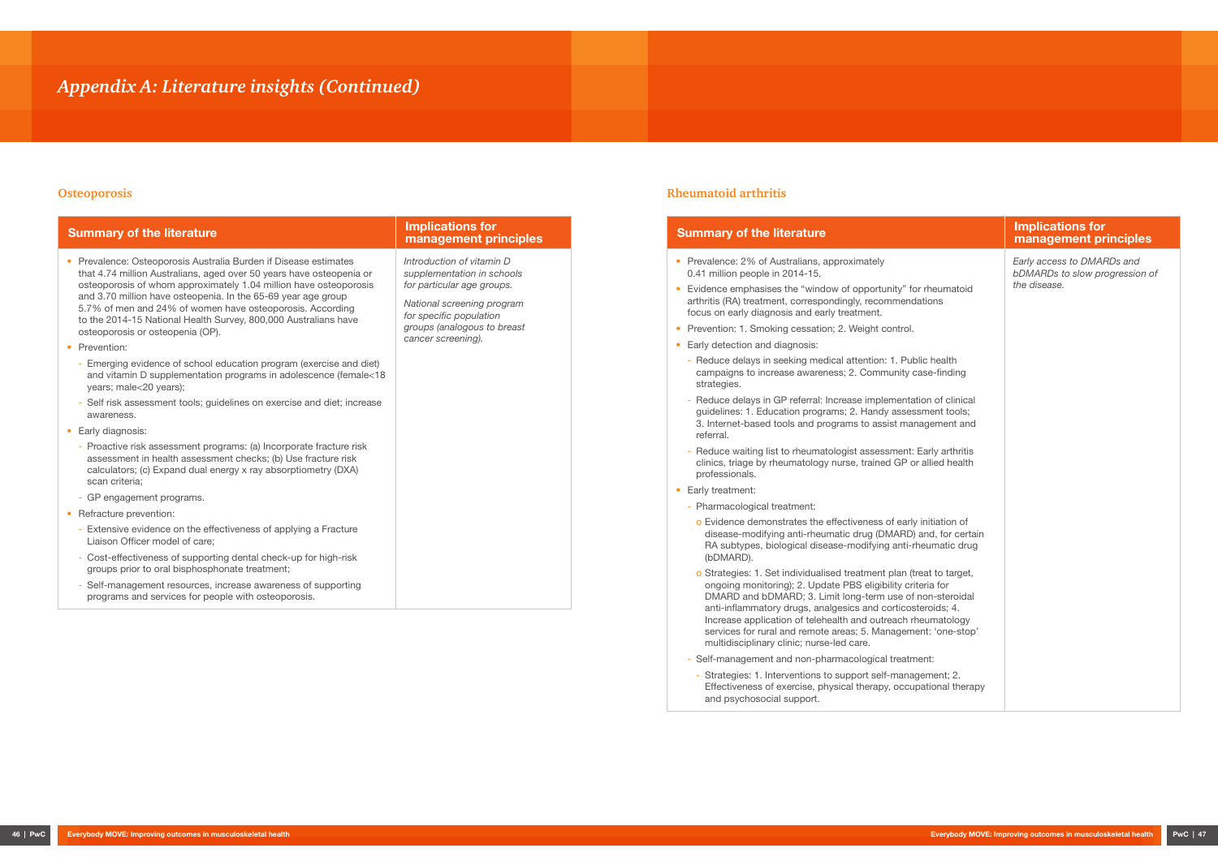# Appendix A: Literature insights (Continued)

## Osteoporosis

| Summary of the literature | Implications for management principles |
|---|---|
| • Prevalence: Osteoporosis Australia Burden if Disease estimates that 4.74 million Australians, aged over 50 years have osteopenia or osteoporosis of whom approximately 1.04 million have osteoporosis and 3.70 million have osteopenia. In the 65-69 year age group 5.7% of men and 24% of women have osteoporosis. According to the 2014-15 National Health Survey, 800,000 Australians have osteoporosis or osteopenia (OP).<br>• Prevention:<br>- Emerging evidence of school education program (exercise and diet) and vitamin D supplementation programs in adolescence (female<18 years; male<20 years);<br>- Self risk assessment tools; guidelines on exercise and diet; increase awareness.<br>• Early diagnosis:<br>- Proactive risk assessment programs: (a) Incorporate fracture risk assessment in health assessment checks; (b) Use fracture risk calculators; (c) Expand dual energy x ray absorptiometry (DXA) scan criteria;<br>- GP engagement programs.<br>• Refracture prevention:<br>- Extensive evidence on the effectiveness of applying a Fracture Liaison Officer model of care;<br>- Cost-effectiveness of supporting dental check-up for high-risk groups prior to oral bisphosphonate treatment;<br>- Self-management resources, increase awareness of supporting programs and services for people with osteoporosis. | *Introduction of vitamin D supplementation in schools for particular age groups.*<br><br>*National screening program for specific population groups (analogous to breast cancer screening).* |

## Rheumatoid arthritis

| Summary of the literature | Implications for management principles |
|---|---|
| • Prevalence: 2% of Australians, approximately 0.41 million people in 2014-15.<br>• Evidence emphasises the "window of opportunity" for rheumatoid arthritis (RA) treatment, correspondingly, recommendations focus on early diagnosis and early treatment.<br>• Prevention: 1. Smoking cessation; 2. Weight control.<br>• Early detection and diagnosis:<br>- Reduce delays in seeking medical attention: 1. Public health campaigns to increase awareness; 2. Community case-finding strategies.<br>- Reduce delays in GP referral: Increase implementation of clinical guidelines: 1. Education programs; 2. Handy assessment tools; 3. Internet-based tools and programs to assist management and referral.<br>- Reduce waiting list to rheumatologist assessment: Early arthritis clinics, triage by rheumatology nurse, trained GP or allied health professionals.<br>• Early treatment:<br>- Pharmacological treatment:<br>o Evidence demonstrates the effectiveness of early initiation of disease-modifying anti-rheumatic drug (DMARD) and, for certain RA subtypes, biological disease-modifying anti-rheumatic drug (bDMARD).<br>o Strategies: 1. Set individualised treatment plan (treat to target, ongoing monitoring); 2. Update PBS eligibility criteria for DMARD and bDMARD; 3. Limit long-term use of non-steroidal anti-inflammatory drugs, analgesics and corticosteroids; 4. Increase application of telehealth and outreach rheumatology services for rural and remote areas; 5. Management: 'one-stop' multidisciplinary clinic; nurse-led care.<br>- Self-management and non-pharmacological treatment:<br>- Strategies: 1. Interventions to support self-management; 2. Effectiveness of exercise, physical therapy, occupational therapy and psychosocial support. | *Early access to DMARDs and bDMARDs to slow progression of the disease.* |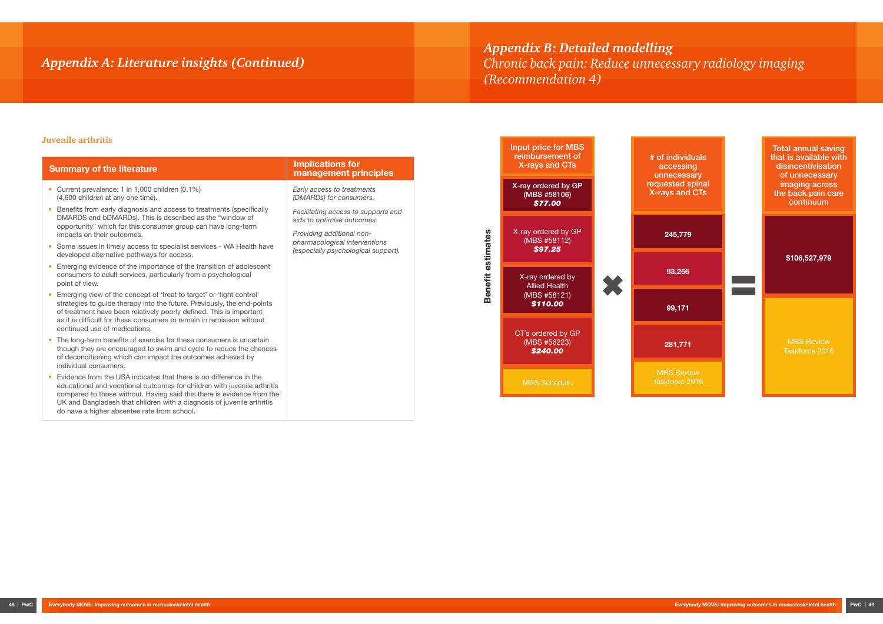# Appendix A: Literature insights (Continued)

### Juvenile arthritis

| Summary of the literature | Implications for management principles |
|---|---|
| • Current prevalence: 1 in 1,000 children (0.1%) (4,600 children at any one time).<br>• Benefits from early diagnosis and access to treatments (specifically DMARDS and bDMARDs). This is described as the "window of opportunity" which for this consumer group can have long-term impacts on their outcomes.<br>• Some issues in timely access to specialist services - WA Health have developed alternative pathways for access.<br>• Emerging evidence of the importance of the transition of adolescent consumers to adult services, particularly from a psychological point of view.<br>• Emerging view of the concept of 'treat to target' or 'tight control' strategies to guide therapy into the future. Previously, the end-points of treatment have been relatively poorly defined. This is important as it is difficult for these consumers to remain in remission without continued use of medications.<br>• The long-term benefits of exercise for these consumers is uncertain though they are encouraged to swim and cycle to reduce the chances of deconditioning which can impact the outcomes achieved by individual consumers.<br>• Evidence from the USA indicates that there is no difference in the educational and vocational outcomes for children with juvenile arthritis compared to those without. Having said this there is evidence from the UK and Bangladesh that children with a diagnosis of juvenile arthritis do have a higher absentee rate from school. | *Early access to treatments (DMARDs) for consumers.*<br><br>*Facilitating access to supports and aids to optimise outcomes.*<br><br>*Providing additional non-pharmacological interventions (especially psychological support).* |

# Appendix B: Detailed modelling

## *Chronic back pain: Reduce unnecessary radiology imaging (Recommendation 4)*

**Benefit estimates**

| Input price for MBS reimbursement of X-rays and CTs | × | # of individuals accessing unnecessary requested spinal X-rays and CTs | = | Total annual saving that is available with disincentivisation of unnecessary imaging across the back pain care continuum |
|---|---|---|---|---|
| X-ray ordered by GP (MBS #58106) ***$77.00*** | | 245,779 | | $106,527,979 |
| X-ray ordered by GP (MBS #58112) ***$97.25*** | | 93,256 | | |
| X-ray ordered by Allied Health (MBS #58121) ***$110.00*** | | 99,171 | | |
| CT's ordered by GP (MBS #56223) ***$240.00*** | | 281,771 | | |
| MBS Schedule | | MBS Review Taskforce 2016 | | MBS Review Taskforce 2016 |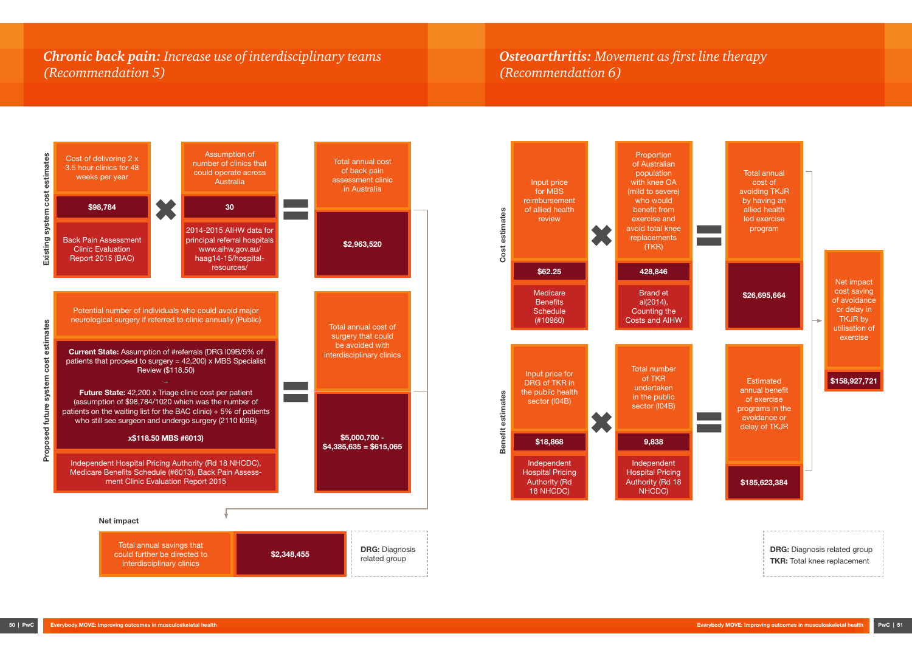## ***Chronic back pain:*** *Increase use of interdisciplinary teams (Recommendation 5)*

### Existing system cost estimates

| Cost of delivering 2 x 3.5 hour clinics for 48 weeks per year | × | Assumption of number of clinics that could operate across Australia | = | Total annual cost of back pain assessment clinic in Australia |
|---|---|---|---|---|
| $98,784 | | 30 | | $2,963,520 |
| Back Pain Assessment Clinic Evaluation Report 2015 (BAC) | | 2014-2015 AIHW data for principal referral hospitals www.aihw.gov.au/haag14-15/hospital-resources/ | | |

### Proposed future system cost estimates

| Potential number of individuals who could avoid major neurological surgery if referred to clinic annually (Public) | = | Total annual cost of surgery that could be avoided with interdisciplinary clinics |
|---|---|---|
| **Current State:** Assumption of #referrals (DRG I09B/5% of patients that proceed to surgery = 42,200) x MBS Specialist Review ($118.50)<br>–<br>**Future State:** 42,200 x Triage clinic cost per patient (assumption of $98,784/1020 which was the number of patients on the waiting list for the BAC clinic) + 5% of patients who still see surgeon and undergo surgery (2110 I09B)<br>**x$118.50 MBS #6013)** | | $5,000,700 - $4,385,635 = $615,065 |
| Independent Hospital Pricing Authority (Rd 18 NHCDC), Medicare Benefits Schedule (#6013), Back Pain Assessment Clinic Evaluation Report 2015 | | |

**Net impact**

| Total annual savings that could further be directed to interdisciplinary clinics | $2,348,455 |
|---|---|

**DRG:** Diagnosis related group

## ***Osteoarthritis:*** *Movement as first line therapy (Recommendation 6)*

### Cost estimates

| Input price for MBS reimbursement of allied health review | × | Proportion of Australian population with knee OA (mild to severe) who would benefit from exercise and avoid total knee replacements (TKR) | = | Total annual cost of avoiding TKJR by having an allied health led exercise program |
|---|---|---|---|---|
| $62.25 | | 428,846 | | $26,695,664 |
| Medicare Benefits Schedule (#10960) | | Brand et al(2014), Counting the Costs and AIHW | | |

### Benefit estimates

| Input price for DRG of TKR in the public health sector (I04B) | × | Total number of TKR undertaken in the public sector (I04B) | = | Estimated annual benefit of exercise programs in the avoidance or delay of TKJR |
|---|---|---|---|---|
| $18,868 | | 9,838 | | $185,623,384 |
| Independent Hospital Pricing Authority (Rd 18 NHCDC) | | Independent Hospital Pricing Authority (Rd 18 NHCDC) | | |

| Net impact cost saving of avoidance or delay in TKJR by utilisation of exercise |
|---|
| $158,927,721 |

**DRG:** Diagnosis related group
**TKR:** Total knee replacement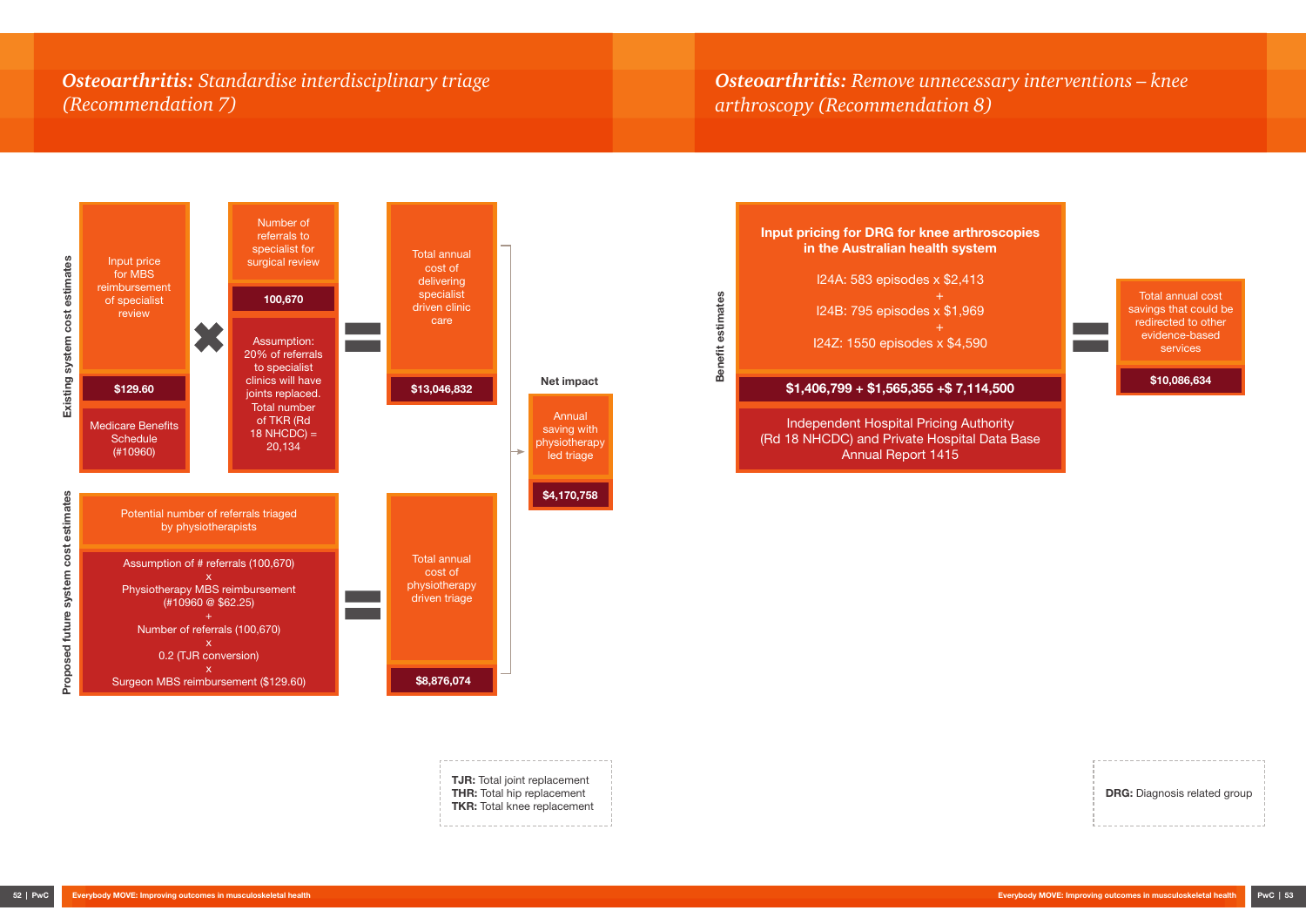## *Osteoarthritis:* *Standardise interdisciplinary triage (Recommendation 7)*

**Existing system cost estimates**

| Input price for MBS reimbursement of specialist review | × | Number of referrals to specialist for surgical review | = | Total annual cost of delivering specialist driven clinic care |
|---|---|---|---|---|
| $129.60 | | 100,670 | | $13,046,832 |
| Medicare Benefits Schedule (#10960) | | Assumption: 20% of referrals to specialist clinics will have joints replaced. Total number of TKR (Rd 18 NHCDC) = 20,134 | | |

**Proposed future system cost estimates**

| Potential number of referrals triaged by physiotherapists | = | Total annual cost of physiotherapy driven triage |
|---|---|---|
| Assumption of # referrals (100,670) x Physiotherapy MBS reimbursement (#10960 @ $62.25) + Number of referrals (100,670) x 0.2 (TJR conversion) x Surgeon MBS reimbursement ($129.60) | | $8,876,074 |

**Net impact**

Annual saving with physiotherapy led triage: **$4,170,758**

**TJR:** Total joint replacement
**THR:** Total hip replacement
**TKR:** Total knee replacement

## *Osteoarthritis:* *Remove unnecessary interventions – knee arthroscopy (Recommendation 8)*

**Benefit estimates**

| Input pricing for DRG for knee arthroscopies in the Australian health system | = | Total annual cost savings that could be redirected to other evidence-based services |
|---|---|---|
| I24A: 583 episodes x $2,413 + I24B: 795 episodes x $1,969 + I24Z: 1550 episodes x $4,590 | | |
| $1,406,799 + $1,565,355 +$ 7,114,500 | | $10,086,634 |
| Independent Hospital Pricing Authority (Rd 18 NHCDC) and Private Hospital Data Base Annual Report 1415 | | |

**DRG:** Diagnosis related group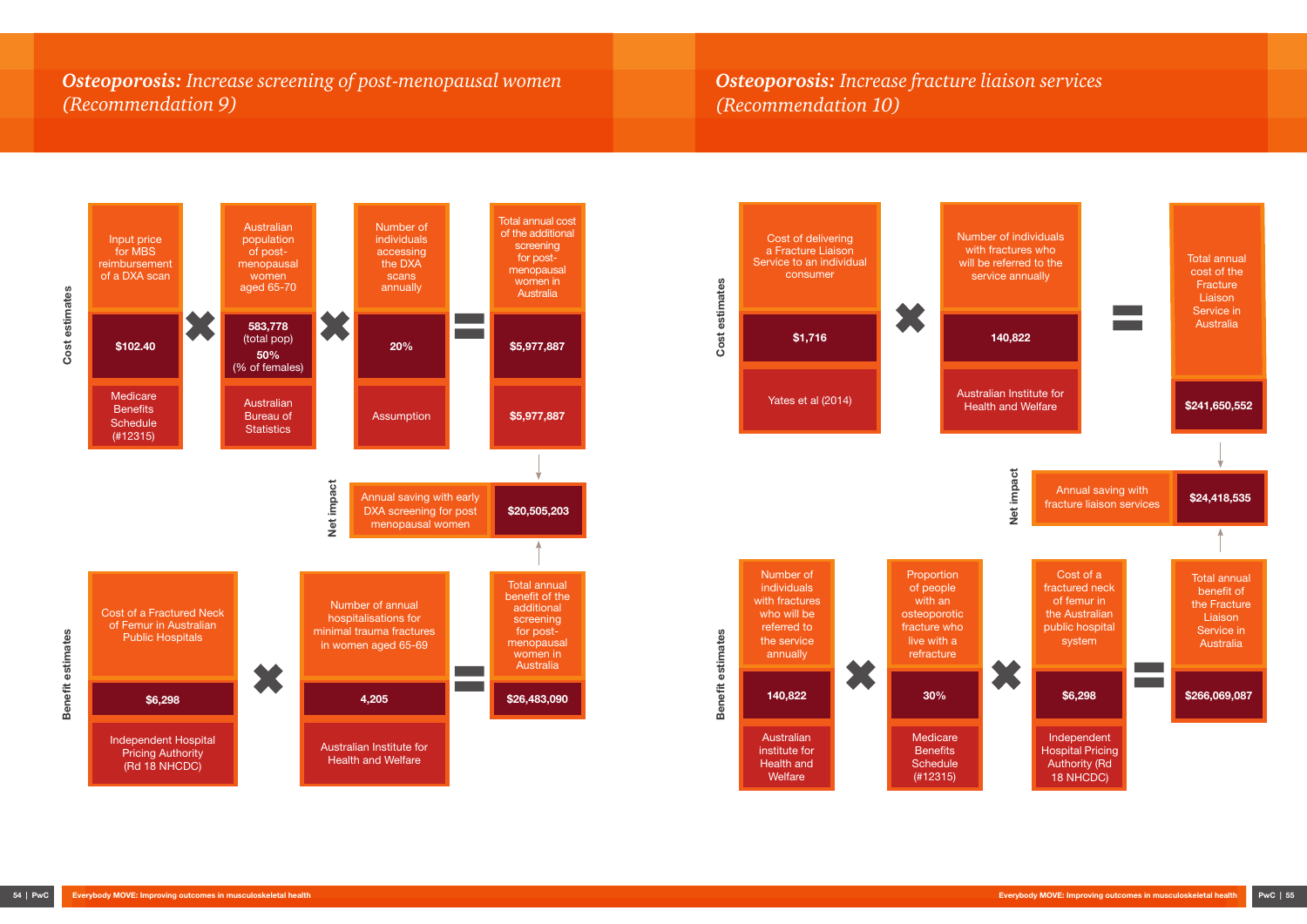## ***Osteoporosis:*** *Increase screening of post-menopausal women (Recommendation 9)*

### Cost estimates

| Input price for MBS reimbursement of a DXA scan | × | Australian population of post-menopausal women aged 65-70 | × | Number of individuals accessing the DXA scans annually | = | Total annual cost of the additional screening for post-menopausal women in Australia |
|---|---|---|---|---|---|---|
| $102.40 | | 583,778 (total pop) 50% (% of females) | | 20% | | $5,977,887 |
| Medicare Benefits Schedule (#12315) | | Australian Bureau of Statistics | | Assumption | | $5,977,887 |

### Net impact

| Annual saving with early DXA screening for post menopausal women | $20,505,203 |
|---|---|

### Benefit estimates

| Cost of a Fractured Neck of Femur in Australian Public Hospitals | × | Number of annual hospitalisations for minimal trauma fractures in women aged 65-69 | = | Total annual benefit of the additional screening for post-menopausal women in Australia |
|---|---|---|---|---|
| $6,298 | | 4,205 | | $26,483,090 |
| Independent Hospital Pricing Authority (Rd 18 NHCDC) | | Australian Institute for Health and Welfare | | |

## ***Osteoporosis:*** *Increase fracture liaison services (Recommendation 10)*

### Cost estimates

| Cost of delivering a Fracture Liaison Service to an individual consumer | × | Number of individuals with fractures who will be referred to the service annually | = | Total annual cost of the Fracture Liaison Service in Australia |
|---|---|---|---|---|
| $1,716 | | 140,822 | | $241,650,552 |
| Yates et al (2014) | | Australian Institute for Health and Welfare | | |

### Net impact

| Annual saving with fracture liaison services | $24,418,535 |
|---|---|

### Benefit estimates

| Number of individuals with fractures who will be referred to the service annually | × | Proportion of people with an osteoporotic fracture who live with a refracture | × | Cost of a fractured neck of femur in the Australian public hospital system | = | Total annual benefit of the Fracture Liaison Service in Australia |
|---|---|---|---|---|---|---|
| 140,822 | | 30% | | $6,298 | | $266,069,087 |
| Australian institute for Health and Welfare | | Medicare Benefits Schedule (#12315) | | Independent Hospital Pricing Authority (Rd 18 NHCDC) | | |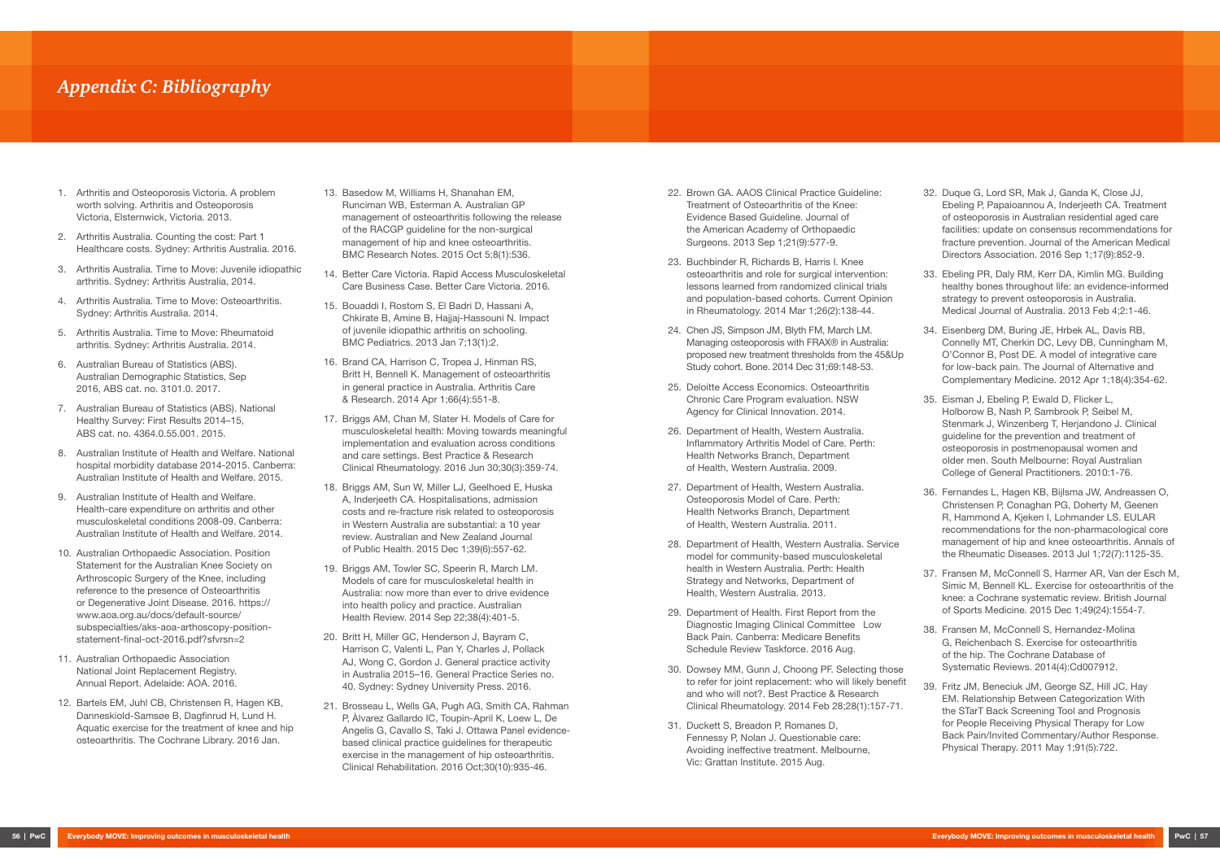# *Appendix C: Bibliography*

1. Arthritis and Osteoporosis Victoria. A problem worth solving. Arthritis and Osteoporosis Victoria, Elsternwick, Victoria. 2013.
2. Arthritis Australia. Counting the cost: Part 1 Healthcare costs. Sydney: Arthritis Australia. 2016.
3. Arthritis Australia. Time to Move: Juvenile idiopathic arthritis. Sydney: Arthritis Australia, 2014.
4. Arthritis Australia. Time to Move: Osteoarthritis. Sydney: Arthritis Australia. 2014.
5. Arthritis Australia. Time to Move: Rheumatoid arthritis. Sydney: Arthritis Australia. 2014.
6. Australian Bureau of Statistics (ABS). Australian Demographic Statistics, Sep 2016, ABS cat. no. 3101.0. 2017.
7. Australian Bureau of Statistics (ABS). National Healthy Survey: First Results 2014–15, ABS cat. no. 4364.0.55.001. 2015.
8. Australian Institute of Health and Welfare. National hospital morbidity database 2014-2015. Canberra: Australian Institute of Health and Welfare. 2015.
9. Australian Institute of Health and Welfare. Health-care expenditure on arthritis and other musculoskeletal conditions 2008-09. Canberra: Australian Institute of Health and Welfare. 2014.
10. Australian Orthopaedic Association. Position Statement for the Australian Knee Society on Arthroscopic Surgery of the Knee, including reference to the presence of Osteoarthritis or Degenerative Joint Disease. 2016. https://www.aoa.org.au/docs/default-source/subspecialties/aks-aoa-arthoscopy-position-statement-final-oct-2016.pdf?sfvrsn=2
11. Australian Orthopaedic Association National Joint Replacement Registry. Annual Report. Adelaide: AOA. 2016.
12. Bartels EM, Juhl CB, Christensen R, Hagen KB, Danneskiold-Samsøe B, Dagfinrud H, Lund H. Aquatic exercise for the treatment of knee and hip osteoarthritis. The Cochrane Library. 2016 Jan.
13. Basedow M, Williams H, Shanahan EM, Runciman WB, Esterman A. Australian GP management of osteoarthritis following the release of the RACGP guideline for the non-surgical management of hip and knee osteoarthritis. BMC Research Notes. 2015 Oct 5;8(1):536.
14. Better Care Victoria. Rapid Access Musculoskeletal Care Business Case. Better Care Victoria. 2016.
15. Bouaddi I, Rostom S, El Badri D, Hassani A, Chkirate B, Amine B, Hajjaj-Hassouni N. Impact of juvenile idiopathic arthritis on schooling. BMC Pediatrics. 2013 Jan 7;13(1):2.
16. Brand CA, Harrison C, Tropea J, Hinman RS, Britt H, Bennell K. Management of osteoarthritis in general practice in Australia. Arthritis Care & Research. 2014 Apr 1;66(4):551-8.
17. Briggs AM, Chan M, Slater H. Models of Care for musculoskeletal health: Moving towards meaningful implementation and evaluation across conditions and care settings. Best Practice & Research Clinical Rheumatology. 2016 Jun 30;30(3):359-74.
18. Briggs AM, Sun W, Miller LJ, Geelhoed E, Huska A, Inderjeeth CA. Hospitalisations, admission costs and re-fracture risk related to osteoporosis in Western Australia are substantial: a 10 year review. Australian and New Zealand Journal of Public Health. 2015 Dec 1;39(6):557-62.
19. Briggs AM, Towler SC, Speerin R, March LM. Models of care for musculoskeletal health in Australia: now more than ever to drive evidence into health policy and practice. Australian Health Review. 2014 Sep 22;38(4):401-5.
20. Britt H, Miller GC, Henderson J, Bayram C, Harrison C, Valenti L, Pan Y, Charles J, Pollack AJ, Wong C, Gordon J. General practice activity in Australia 2015–16. General Practice Series no. 40. Sydney: Sydney University Press. 2016.
21. Brosseau L, Wells GA, Pugh AG, Smith CA, Rahman P, Àlvarez Gallardo IC, Toupin-April K, Loew L, De Angelis G, Cavallo S, Taki J. Ottawa Panel evidence-based clinical practice guidelines for therapeutic exercise in the management of hip osteoarthritis. Clinical Rehabilitation. 2016 Oct;30(10):935-46.
22. Brown GA. AAOS Clinical Practice Guideline: Treatment of Osteoarthritis of the Knee: Evidence Based Guideline. Journal of the American Academy of Orthopaedic Surgeons. 2013 Sep 1;21(9):577-9.
23. Buchbinder R, Richards B, Harris I. Knee osteoarthritis and role for surgical intervention: lessons learned from randomized clinical trials and population-based cohorts. Current Opinion in Rheumatology. 2014 Mar 1;26(2):138-44.
24. Chen JS, Simpson JM, Blyth FM, March LM. Managing osteoporosis with FRAX® in Australia: proposed new treatment thresholds from the 45&Up Study cohort. Bone. 2014 Dec 31;69:148-53.
25. Deloitte Access Economics. Osteoarthritis Chronic Care Program evaluation. NSW Agency for Clinical Innovation. 2014.
26. Department of Health, Western Australia. Inflammatory Arthritis Model of Care. Perth: Health Networks Branch, Department of Health, Western Australia. 2009.
27. Department of Health, Western Australia. Osteoporosis Model of Care. Perth: Health Networks Branch, Department of Health, Western Australia. 2011.
28. Department of Health, Western Australia. Service model for community-based musculoskeletal health in Western Australia. Perth: Health Strategy and Networks, Department of Health, Western Australia. 2013.
29. Department of Health. First Report from the Diagnostic Imaging Clinical Committee Low Back Pain. Canberra: Medicare Benefits Schedule Review Taskforce. 2016 Aug.
30. Dowsey MM, Gunn J, Choong PF. Selecting those to refer for joint replacement: who will likely benefit and who will not?. Best Practice & Research Clinical Rheumatology. 2014 Feb 28;28(1):157-71.
31. Duckett S, Breadon P, Romanes D, Fennessy P, Nolan J. Questionable care: Avoiding ineffective treatment. Melbourne, Vic: Grattan Institute. 2015 Aug.
32. Duque G, Lord SR, Mak J, Ganda K, Close JJ, Ebeling P, Papaioannou A, Inderjeeth CA. Treatment of osteoporosis in Australian residential aged care facilities: update on consensus recommendations for fracture prevention. Journal of the American Medical Directors Association. 2016 Sep 1;17(9):852-9.
33. Ebeling PR, Daly RM, Kerr DA, Kimlin MG. Building healthy bones throughout life: an evidence-informed strategy to prevent osteoporosis in Australia. Medical Journal of Australia. 2013 Feb 4;2:1-46.
34. Eisenberg DM, Buring JE, Hrbek AL, Davis RB, Connelly MT, Cherkin DC, Levy DB, Cunningham M, O'Connor B, Post DE. A model of integrative care for low-back pain. The Journal of Alternative and Complementary Medicine. 2012 Apr 1;18(4):354-62.
35. Eisman J, Ebeling P, Ewald D, Flicker L, Holborow B, Nash P, Sambrook P, Seibel M, Stenmark J, Winzenberg T, Herjandono J. Clinical guideline for the prevention and treatment of osteoporosis in postmenopausal women and older men. South Melbourne: Royal Australian College of General Practitioners. 2010:1-76.
36. Fernandes L, Hagen KB, Bijlsma JW, Andreassen O, Christensen P, Conaghan PG, Doherty M, Geenen R, Hammond A, Kjeken I, Lohmander LS. EULAR recommendations for the non-pharmacological core management of hip and knee osteoarthritis. Annals of the Rheumatic Diseases. 2013 Jul 1;72(7):1125-35.
37. Fransen M, McConnell S, Harmer AR, Van der Esch M, Simic M, Bennell KL. Exercise for osteoarthritis of the knee: a Cochrane systematic review. British Journal of Sports Medicine. 2015 Dec 1;49(24):1554-7.
38. Fransen M, McConnell S, Hernandez-Molina G, Reichenbach S. Exercise for osteoarthritis of the hip. The Cochrane Database of Systematic Reviews. 2014(4):Cd007912.
39. Fritz JM, Beneciuk JM, George SZ, Hill JC, Hay EM. Relationship Between Categorization With the STarT Back Screening Tool and Prognosis for People Receiving Physical Therapy for Low Back Pain/Invited Commentary/Author Response. Physical Therapy. 2011 May 1;91(5):722.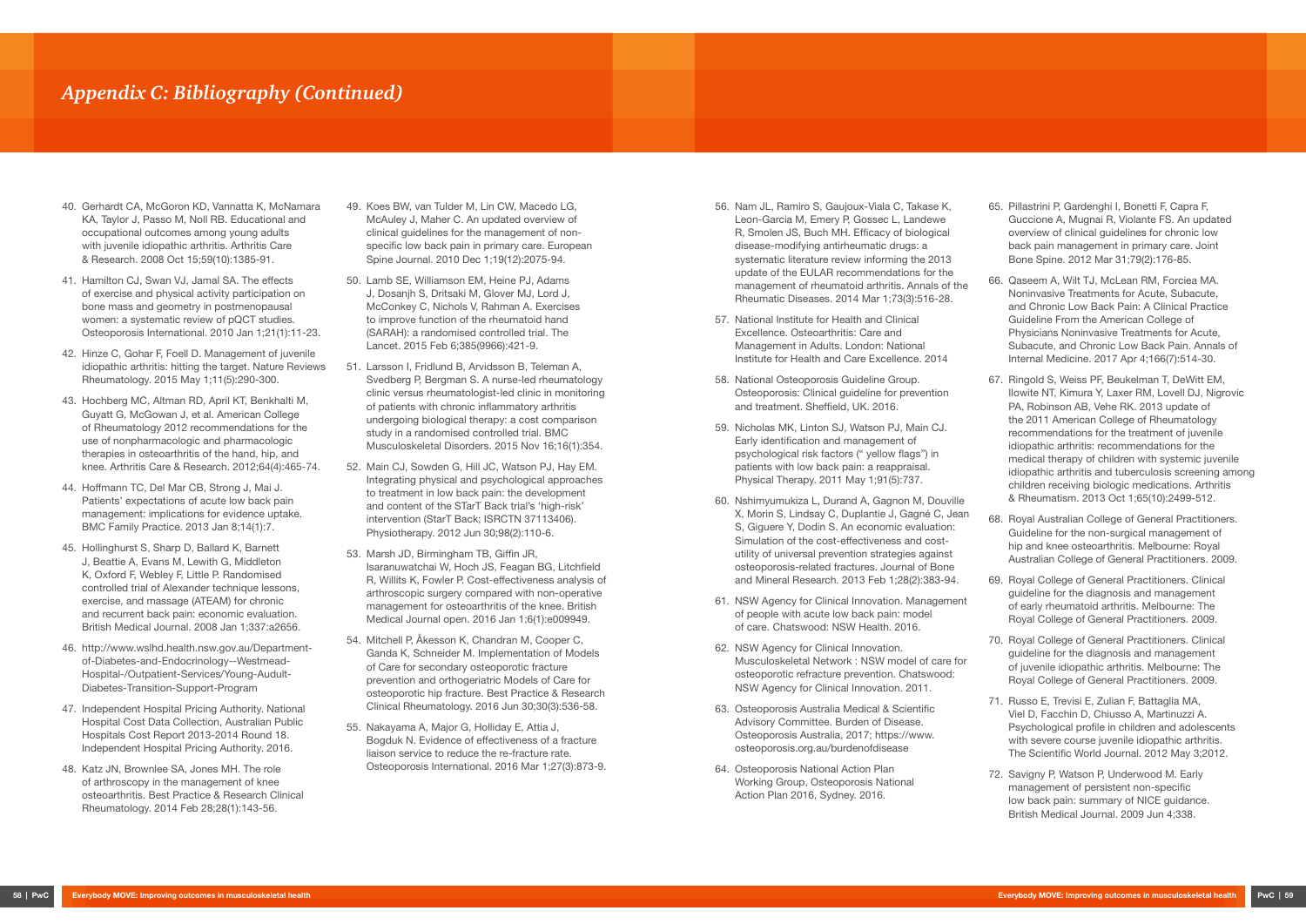# Appendix C: Bibliography (Continued)

40. Gerhardt CA, McGoron KD, Vannatta K, McNamara KA, Taylor J, Passo M, Noll RB. Educational and occupational outcomes among young adults with juvenile idiopathic arthritis. Arthritis Care & Research. 2008 Oct 15;59(10):1385-91.

41. Hamilton CJ, Swan VJ, Jamal SA. The effects of exercise and physical activity participation on bone mass and geometry in postmenopausal women: a systematic review of pQCT studies. Osteoporosis International. 2010 Jan 1;21(1):11-23.

42. Hinze C, Gohar F, Foell D. Management of juvenile idiopathic arthritis: hitting the target. Nature Reviews Rheumatology. 2015 May 1;11(5):290-300.

43. Hochberg MC, Altman RD, April KT, Benkhalti M, Guyatt G, McGowan J, et al. American College of Rheumatology 2012 recommendations for the use of nonpharmacologic and pharmacologic therapies in osteoarthritis of the hand, hip, and knee. Arthritis Care & Research. 2012;64(4):465-74.

44. Hoffmann TC, Del Mar CB, Strong J, Mai J. Patients' expectations of acute low back pain management: implications for evidence uptake. BMC Family Practice. 2013 Jan 8;14(1):7.

45. Hollinghurst S, Sharp D, Ballard K, Barnett J, Beattie A, Evans M, Lewith G, Middleton K, Oxford F, Webley F, Little P. Randomised controlled trial of Alexander technique lessons, exercise, and massage (ATEAM) for chronic and recurrent back pain: economic evaluation. British Medical Journal. 2008 Jan 1;337:a2656.

46. http://www.wslhd.health.nsw.gov.au/Department-of-Diabetes-and-Endocrinology--Westmead-Hospital-/Outpatient-Services/Young-Audult-Diabetes-Transition-Support-Program

47. Independent Hospital Pricing Authority. National Hospital Cost Data Collection, Australian Public Hospitals Cost Report 2013-2014 Round 18. Independent Hospital Pricing Authority. 2016.

48. Katz JN, Brownlee SA, Jones MH. The role of arthroscopy in the management of knee osteoarthritis. Best Practice & Research Clinical Rheumatology. 2014 Feb 28;28(1):143-56.

49. Koes BW, van Tulder M, Lin CW, Macedo LG, McAuley J, Maher C. An updated overview of clinical guidelines for the management of non-specific low back pain in primary care. European Spine Journal. 2010 Dec 1;19(12):2075-94.

50. Lamb SE, Williamson EM, Heine PJ, Adams J, Dosanjh S, Dritsaki M, Glover MJ, Lord J, McConkey C, Nichols V, Rahman A. Exercises to improve function of the rheumatoid hand (SARAH): a randomised controlled trial. The Lancet. 2015 Feb 6;385(9966):421-9.

51. Larsson I, Fridlund B, Arvidsson B, Teleman A, Svedberg P, Bergman S. A nurse-led rheumatology clinic versus rheumatologist-led clinic in monitoring of patients with chronic inflammatory arthritis undergoing biological therapy: a cost comparison study in a randomised controlled trial. BMC Musculoskeletal Disorders. 2015 Nov 16;16(1):354.

52. Main CJ, Sowden G, Hill JC, Watson PJ, Hay EM. Integrating physical and psychological approaches to treatment in low back pain: the development and content of the STarT Back trial's 'high-risk' intervention (StarT Back; ISRCTN 37113406). Physiotherapy. 2012 Jun 30;98(2):110-6.

53. Marsh JD, Birmingham TB, Giffin JR, Isaranuwatchai W, Hoch JS, Feagan BG, Litchfield R, Willits K, Fowler P. Cost-effectiveness analysis of arthroscopic surgery compared with non-operative management for osteoarthritis of the knee. British Medical Journal open. 2016 Jan 1;6(1):e009949.

54. Mitchell P, Åkesson K, Chandran M, Cooper C, Ganda K, Schneider M. Implementation of Models of Care for secondary osteoporotic fracture prevention and orthogeriatric Models of Care for osteoporotic hip fracture. Best Practice & Research Clinical Rheumatology. 2016 Jun 30;30(3):536-58.

55. Nakayama A, Major G, Holliday E, Attia J, Bogduk N. Evidence of effectiveness of a fracture liaison service to reduce the re-fracture rate. Osteoporosis International. 2016 Mar 1;27(3):873-9.

56. Nam JL, Ramiro S, Gaujoux-Viala C, Takase K, Leon-Garcia M, Emery P, Gossec L, Landewe R, Smolen JS, Buch MH. Efficacy of biological disease-modifying antirheumatic drugs: a systematic literature review informing the 2013 update of the EULAR recommendations for the management of rheumatoid arthritis. Annals of the Rheumatic Diseases. 2014 Mar 1;73(3):516-28.

57. National Institute for Health and Clinical Excellence. Osteoarthritis: Care and Management in Adults. London: National Institute for Health and Care Excellence. 2014

58. National Osteoporosis Guideline Group. Osteoporosis: Clinical guideline for prevention and treatment. Sheffield, UK. 2016.

59. Nicholas MK, Linton SJ, Watson PJ, Main CJ. Early identification and management of psychological risk factors (" yellow flags") in patients with low back pain: a reappraisal. Physical Therapy. 2011 May 1;91(5):737.

60. Nshimyumukiza L, Durand A, Gagnon M, Douville X, Morin S, Lindsay C, Duplantie J, Gagné C, Jean S, Giguere Y, Dodin S. An economic evaluation: Simulation of the cost-effectiveness and cost-utility of universal prevention strategies against osteoporosis-related fractures. Journal of Bone and Mineral Research. 2013 Feb 1;28(2):383-94.

61. NSW Agency for Clinical Innovation. Management of people with acute low back pain: model of care. Chatswood: NSW Health. 2016.

62. NSW Agency for Clinical Innovation. Musculoskeletal Network : NSW model of care for osteoporotic refracture prevention. Chatswood: NSW Agency for Clinical Innovation. 2011.

63. Osteoporosis Australia Medical & Scientific Advisory Committee. Burden of Disease. Osteoporosis Australia, 2017; https://www.osteoporosis.org.au/burdenofdisease

64. Osteoporosis National Action Plan Working Group, Osteoporosis National Action Plan 2016, Sydney. 2016.

65. Pillastrini P, Gardenghi I, Bonetti F, Capra F, Guccione A, Mugnai R, Violante FS. An updated overview of clinical guidelines for chronic low back pain management in primary care. Joint Bone Spine. 2012 Mar 31;79(2):176-85.

66. Qaseem A, Wilt TJ, McLean RM, Forciea MA. Noninvasive Treatments for Acute, Subacute, and Chronic Low Back Pain: A Clinical Practice Guideline From the American College of Physicians Noninvasive Treatments for Acute, Subacute, and Chronic Low Back Pain. Annals of Internal Medicine. 2017 Apr 4;166(7):514-30.

67. Ringold S, Weiss PF, Beukelman T, DeWitt EM, Ilowite NT, Kimura Y, Laxer RM, Lovell DJ, Nigrovic PA, Robinson AB, Vehe RK. 2013 update of the 2011 American College of Rheumatology recommendations for the treatment of juvenile idiopathic arthritis: recommendations for the medical therapy of children with systemic juvenile idiopathic arthritis and tuberculosis screening among children receiving biologic medications. Arthritis & Rheumatism. 2013 Oct 1;65(10):2499-512.

68. Royal Australian College of General Practitioners. Guideline for the non-surgical management of hip and knee osteoarthritis. Melbourne: Royal Australian College of General Practitioners. 2009.

69. Royal College of General Practitioners. Clinical guideline for the diagnosis and management of early rheumatoid arthritis. Melbourne: The Royal College of General Practitioners. 2009.

70. Royal College of General Practitioners. Clinical guideline for the diagnosis and management of juvenile idiopathic arthritis. Melbourne: The Royal College of General Practitioners. 2009.

71. Russo E, Trevisi E, Zulian F, Battaglia MA, Viel D, Facchin D, Chiusso A, Martinuzzi A. Psychological profile in children and adolescents with severe course juvenile idiopathic arthritis. The Scientific World Journal. 2012 May 3;2012.

72. Savigny P, Watson P, Underwood M. Early management of persistent non-specific low back pain: summary of NICE guidance. British Medical Journal. 2009 Jun 4;338.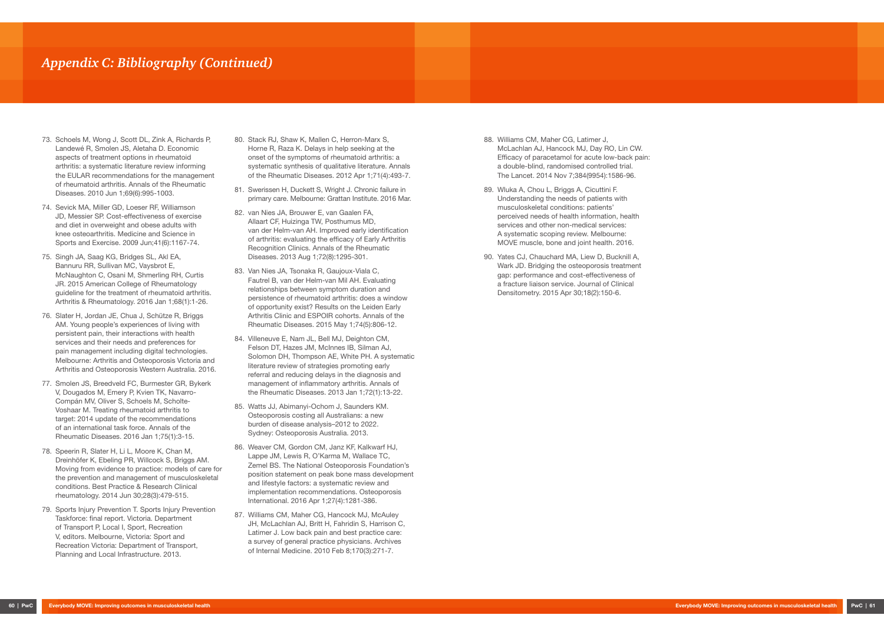## *Appendix C: Bibliography (Continued)*

73. Schoels M, Wong J, Scott DL, Zink A, Richards P, Landewé R, Smolen JS, Aletaha D. Economic aspects of treatment options in rheumatoid arthritis: a systematic literature review informing the EULAR recommendations for the management of rheumatoid arthritis. Annals of the Rheumatic Diseases. 2010 Jun 1;69(6):995-1003.

74. Sevick MA, Miller GD, Loeser RF, Williamson JD, Messier SP. Cost-effectiveness of exercise and diet in overweight and obese adults with knee osteoarthritis. Medicine and Science in Sports and Exercise. 2009 Jun;41(6):1167-74.

75. Singh JA, Saag KG, Bridges SL, Akl EA, Bannuru RR, Sullivan MC, Vaysbrot E, McNaughton C, Osani M, Shmerling RH, Curtis JR. 2015 American College of Rheumatology guideline for the treatment of rheumatoid arthritis. Arthritis & Rheumatology. 2016 Jan 1;68(1):1-26.

76. Slater H, Jordan JE, Chua J, Schütze R, Briggs AM. Young people's experiences of living with persistent pain, their interactions with health services and their needs and preferences for pain management including digital technologies. Melbourne: Arthritis and Osteoporosis Victoria and Arthritis and Osteoporosis Western Australia. 2016.

77. Smolen JS, Breedveld FC, Burmester GR, Bykerk V, Dougados M, Emery P, Kvien TK, Navarro-Compán MV, Oliver S, Schoels M, Scholte-Voshaar M. Treating rheumatoid arthritis to target: 2014 update of the recommendations of an international task force. Annals of the Rheumatic Diseases. 2016 Jan 1;75(1):3-15.

78. Speerin R, Slater H, Li L, Moore K, Chan M, Dreinhöfer K, Ebeling PR, Willcock S, Briggs AM. Moving from evidence to practice: models of care for the prevention and management of musculoskeletal conditions. Best Practice & Research Clinical rheumatology. 2014 Jun 30;28(3):479-515.

79. Sports Injury Prevention T. Sports Injury Prevention Taskforce: final report. Victoria. Department of Transport P, Local I, Sport, Recreation V, editors. Melbourne, Victoria: Sport and Recreation Victoria: Department of Transport, Planning and Local Infrastructure. 2013.

80. Stack RJ, Shaw K, Mallen C, Herron-Marx S, Horne R, Raza K. Delays in help seeking at the onset of the symptoms of rheumatoid arthritis: a systematic synthesis of qualitative literature. Annals of the Rheumatic Diseases. 2012 Apr 1;71(4):493-7.

81. Swerissen H, Duckett S, Wright J. Chronic failure in primary care. Melbourne: Grattan Institute. 2016 Mar.

82. van Nies JA, Brouwer E, van Gaalen FA, Allaart CF, Huizinga TW, Posthumus MD, van der Helm-van AH. Improved early identification of arthritis: evaluating the efficacy of Early Arthritis Recognition Clinics. Annals of the Rheumatic Diseases. 2013 Aug 1;72(8):1295-301.

83. Van Nies JA, Tsonaka R, Gaujoux-Viala C, Fautrel B, van der Helm-van Mil AH. Evaluating relationships between symptom duration and persistence of rheumatoid arthritis: does a window of opportunity exist? Results on the Leiden Early Arthritis Clinic and ESPOIR cohorts. Annals of the Rheumatic Diseases. 2015 May 1;74(5):806-12.

84. Villeneuve E, Nam JL, Bell MJ, Deighton CM, Felson DT, Hazes JM, McInnes IB, Silman AJ, Solomon DH, Thompson AE, White PH. A systematic literature review of strategies promoting early referral and reducing delays in the diagnosis and management of inflammatory arthritis. Annals of the Rheumatic Diseases. 2013 Jan 1;72(1):13-22.

85. Watts JJ, Abimanyi-Ochom J, Saunders KM. Osteoporosis costing all Australians: a new burden of disease analysis–2012 to 2022. Sydney: Osteoporosis Australia. 2013.

86. Weaver CM, Gordon CM, Janz KF, Kalkwarf HJ, Lappe JM, Lewis R, O'Karma M, Wallace TC, Zemel BS. The National Osteoporosis Foundation's position statement on peak bone mass development and lifestyle factors: a systematic review and implementation recommendations. Osteoporosis International. 2016 Apr 1;27(4):1281-386.

87. Williams CM, Maher CG, Hancock MJ, McAuley JH, McLachlan AJ, Britt H, Fahridin S, Harrison C, Latimer J. Low back pain and best practice care: a survey of general practice physicians. Archives of Internal Medicine. 2010 Feb 8;170(3):271-7.

88. Williams CM, Maher CG, Latimer J, McLachlan AJ, Hancock MJ, Day RO, Lin CW. Efficacy of paracetamol for acute low-back pain: a double-blind, randomised controlled trial. The Lancet. 2014 Nov 7;384(9954):1586-96.

89. Wluka A, Chou L, Briggs A, Cicuttini F. Understanding the needs of patients with musculoskeletal conditions: patients' perceived needs of health information, health services and other non-medical services: A systematic scoping review. Melbourne: MOVE muscle, bone and joint health. 2016.

90. Yates CJ, Chauchard MA, Liew D, Bucknill A, Wark JD. Bridging the osteoporosis treatment gap: performance and cost-effectiveness of a fracture liaison service. Journal of Clinical Densitometry. 2015 Apr 30;18(2):150-6.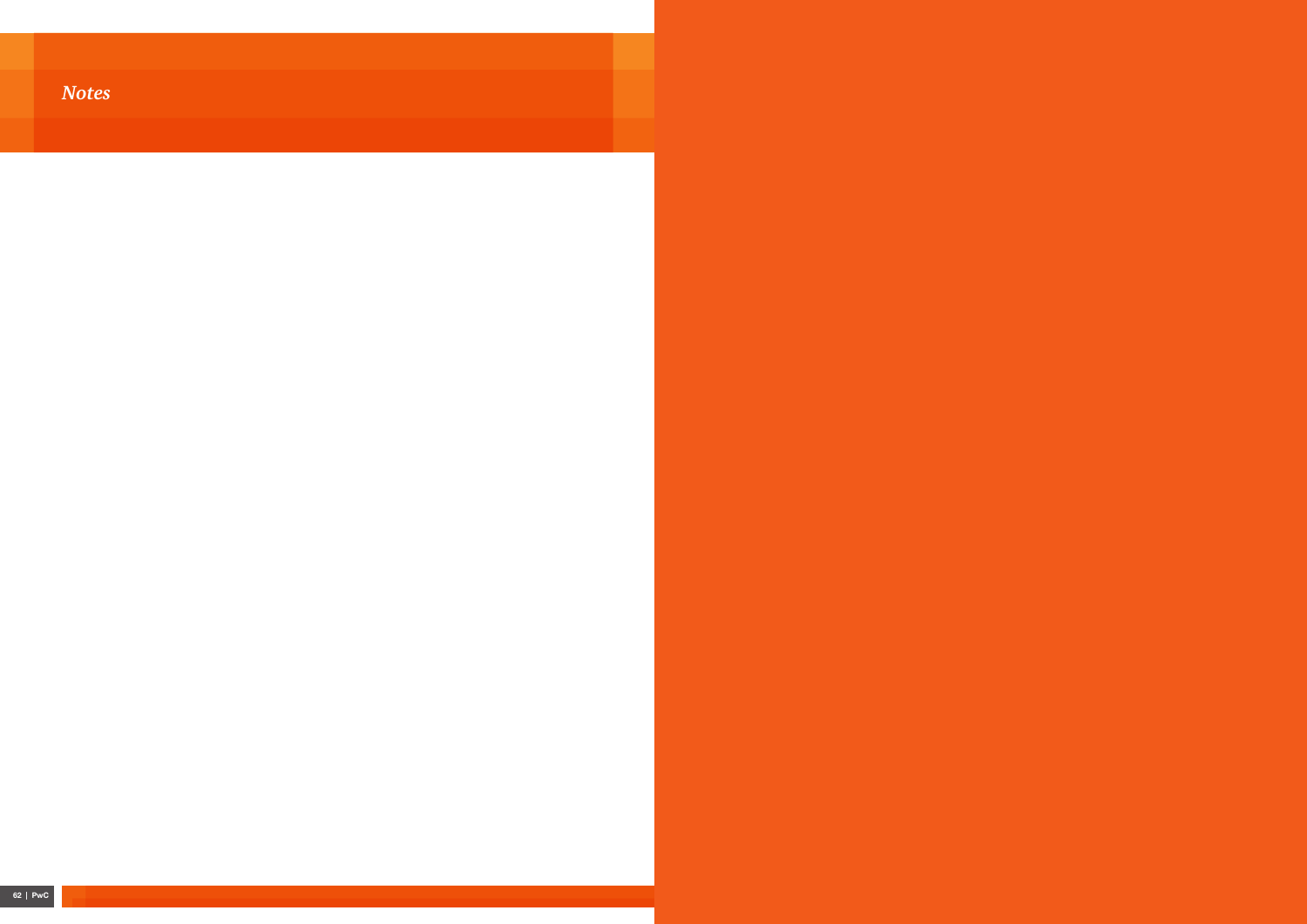## *Notes*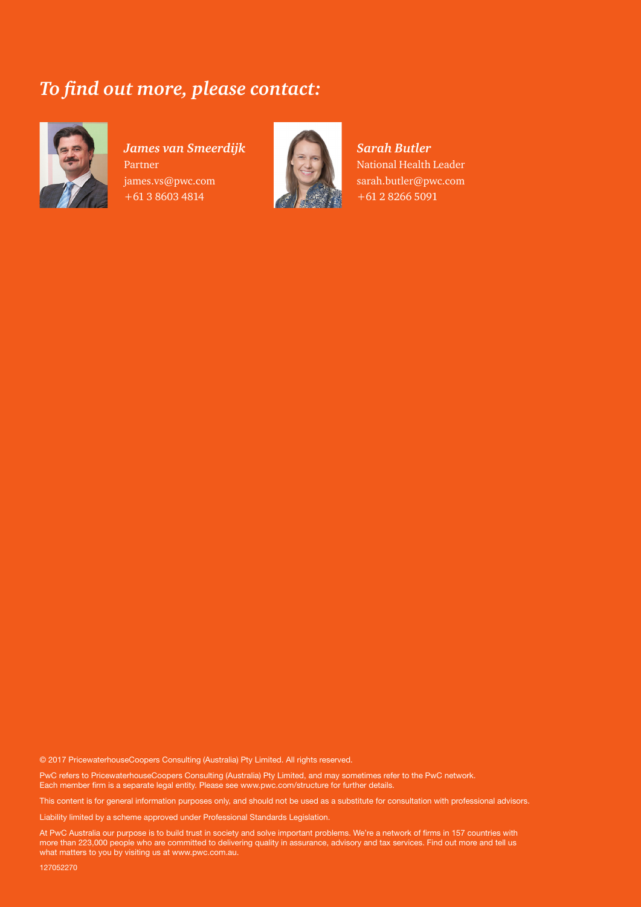## *To find out more, please contact:*

***James van Smeerdijk***
Partner
james.vs@pwc.com
+61 3 8603 4814

***Sarah Butler***
National Health Leader
sarah.butler@pwc.com
+61 2 8266 5091

© 2017 PricewaterhouseCoopers Consulting (Australia) Pty Limited. All rights reserved.

PwC refers to PricewaterhouseCoopers Consulting (Australia) Pty Limited, and may sometimes refer to the PwC network. Each member firm is a separate legal entity. Please see www.pwc.com/structure for further details.

This content is for general information purposes only, and should not be used as a substitute for consultation with professional advisors.

Liability limited by a scheme approved under Professional Standards Legislation.

At PwC Australia our purpose is to build trust in society and solve important problems. We're a network of firms in 157 countries with more than 223,000 people who are committed to delivering quality in assurance, advisory and tax services. Find out more and tell us what matters to you by visiting us at www.pwc.com.au.

127052270